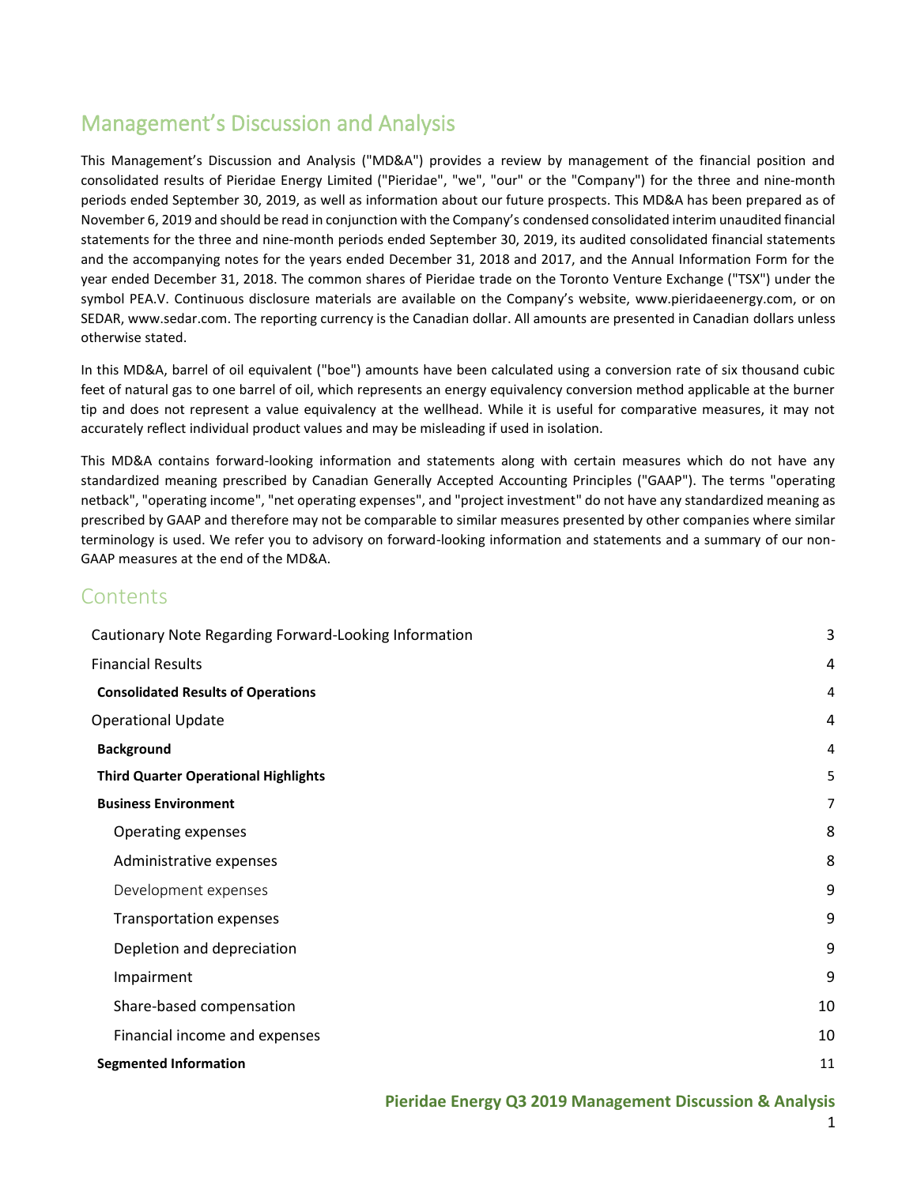# Management's Discussion and Analysis

This Management's Discussion and Analysis ("MD&A") provides a review by management of the financial position and consolidated results of Pieridae Energy Limited ("Pieridae", "we", "our" or the "Company") for the three and nine-month periods ended September 30, 2019, as well as information about our future prospects. This MD&A has been prepared as of November 6, 2019 and should be read in conjunction with the Company's condensed consolidated interim unaudited financial statements for the three and nine-month periods ended September 30, 2019, its audited consolidated financial statements and the accompanying notes for the years ended December 31, 2018 and 2017, and the Annual Information Form for the year ended December 31, 2018. The common shares of Pieridae trade on the Toronto Venture Exchange ("TSX") under the symbol PEA.V. Continuous disclosure materials are available on the Company's website, www.pieridaeenergy.com, or on SEDAR, www.sedar.com. The reporting currency is the Canadian dollar. All amounts are presented in Canadian dollars unless otherwise stated.

In this MD&A, barrel of oil equivalent ("boe") amounts have been calculated using a conversion rate of six thousand cubic feet of natural gas to one barrel of oil, which represents an energy equivalency conversion method applicable at the burner tip and does not represent a value equivalency at the wellhead. While it is useful for comparative measures, it may not accurately reflect individual product values and may be misleading if used in isolation.

This MD&A contains forward-looking information and statements along with certain measures which do not have any standardized meaning prescribed by Canadian Generally Accepted Accounting Principles ("GAAP"). The terms "operating netback", "operating income", "net operating expenses", and "project investment" do not have any standardized meaning as prescribed by GAAP and therefore may not be comparable to similar measures presented by other companies where similar terminology is used. We refer you to advisory on forward-looking information and statements and a summary of our non-GAAP measures at the end of the MD&A.

## Contents

- Cautionary Note Regarding Forward-Looking Information — 3
- Financial Results — 4
  - **Consolidated Results of Operations** — 4
- Operational Update — 4
  - **Background** — 4
  - **Third Quarter Operational Highlights** — 5
  - **Business Environment** — 7
    - Operating expenses — 8
    - Administrative expenses — 8
    - Development expenses — 9
    - Transportation expenses — 9
    - Depletion and depreciation — 9
    - Impairment — 9
    - Share-based compensation — 10
    - Financial income and expenses — 10
  - **Segmented Information** — 11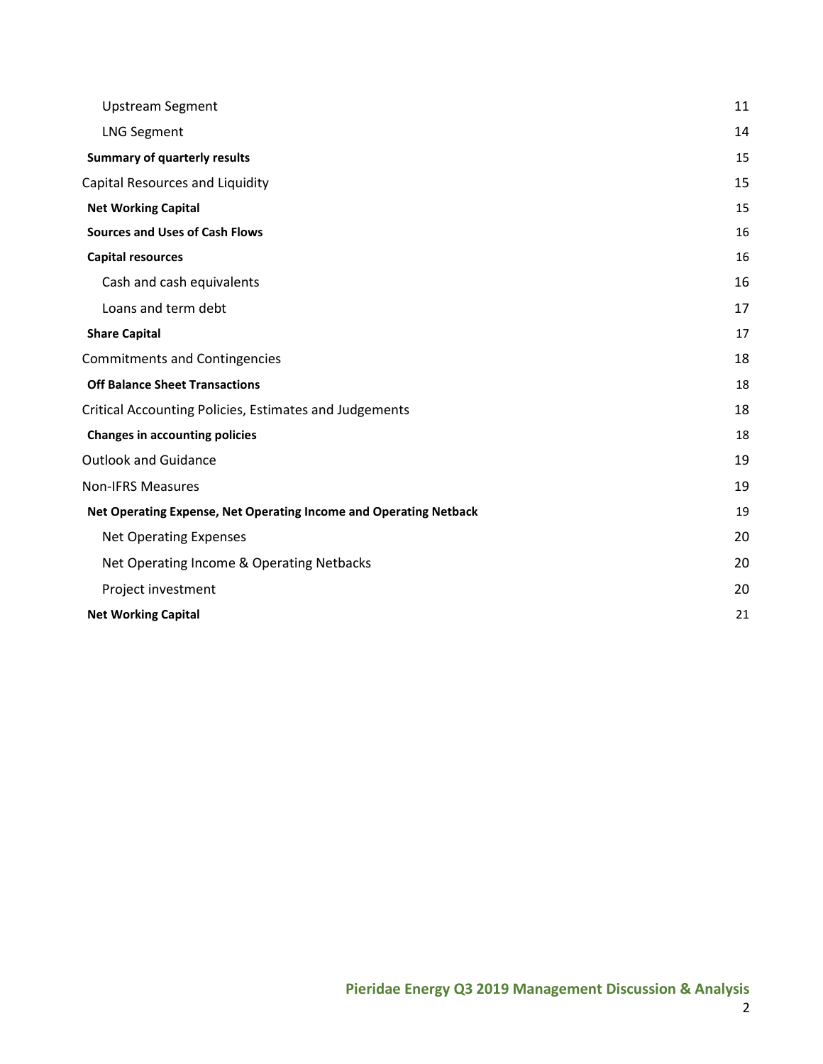| | |
|---|---|
| Upstream Segment | 11 |
| LNG Segment | 14 |
| **Summary of quarterly results** | 15 |
| Capital Resources and Liquidity | 15 |
| **Net Working Capital** | 15 |
| **Sources and Uses of Cash Flows** | 16 |
| **Capital resources** | 16 |
| Cash and cash equivalents | 16 |
| Loans and term debt | 17 |
| **Share Capital** | 17 |
| Commitments and Contingencies | 18 |
| **Off Balance Sheet Transactions** | 18 |
| Critical Accounting Policies, Estimates and Judgements | 18 |
| **Changes in accounting policies** | 18 |
| Outlook and Guidance | 19 |
| Non-IFRS Measures | 19 |
| **Net Operating Expense, Net Operating Income and Operating Netback** | 19 |
| Net Operating Expenses | 20 |
| Net Operating Income & Operating Netbacks | 20 |
| Project investment | 20 |
| **Net Working Capital** | 21 |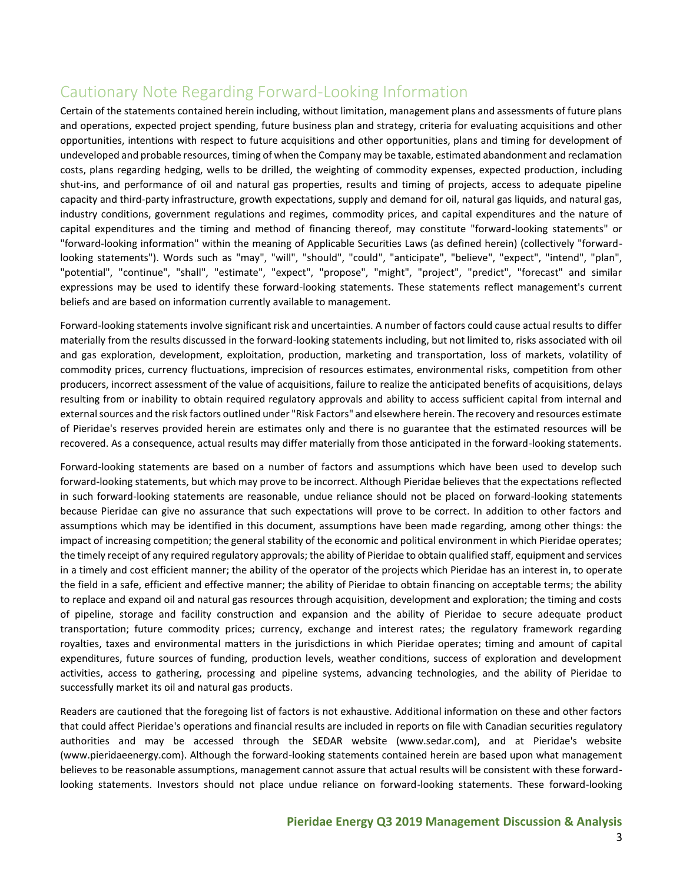## Cautionary Note Regarding Forward-Looking Information

Certain of the statements contained herein including, without limitation, management plans and assessments of future plans and operations, expected project spending, future business plan and strategy, criteria for evaluating acquisitions and other opportunities, intentions with respect to future acquisitions and other opportunities, plans and timing for development of undeveloped and probable resources, timing of when the Company may be taxable, estimated abandonment and reclamation costs, plans regarding hedging, wells to be drilled, the weighting of commodity expenses, expected production, including shut-ins, and performance of oil and natural gas properties, results and timing of projects, access to adequate pipeline capacity and third-party infrastructure, growth expectations, supply and demand for oil, natural gas liquids, and natural gas, industry conditions, government regulations and regimes, commodity prices, and capital expenditures and the nature of capital expenditures and the timing and method of financing thereof, may constitute "forward-looking statements" or "forward-looking information" within the meaning of Applicable Securities Laws (as defined herein) (collectively "forward-looking statements"). Words such as "may", "will", "should", "could", "anticipate", "believe", "expect", "intend", "plan", "potential", "continue", "shall", "estimate", "expect", "propose", "might", "project", "predict", "forecast" and similar expressions may be used to identify these forward-looking statements. These statements reflect management's current beliefs and are based on information currently available to management.

Forward-looking statements involve significant risk and uncertainties. A number of factors could cause actual results to differ materially from the results discussed in the forward-looking statements including, but not limited to, risks associated with oil and gas exploration, development, exploitation, production, marketing and transportation, loss of markets, volatility of commodity prices, currency fluctuations, imprecision of resources estimates, environmental risks, competition from other producers, incorrect assessment of the value of acquisitions, failure to realize the anticipated benefits of acquisitions, delays resulting from or inability to obtain required regulatory approvals and ability to access sufficient capital from internal and external sources and the risk factors outlined under "Risk Factors" and elsewhere herein. The recovery and resources estimate of Pieridae's reserves provided herein are estimates only and there is no guarantee that the estimated resources will be recovered. As a consequence, actual results may differ materially from those anticipated in the forward-looking statements.

Forward-looking statements are based on a number of factors and assumptions which have been used to develop such forward-looking statements, but which may prove to be incorrect. Although Pieridae believes that the expectations reflected in such forward-looking statements are reasonable, undue reliance should not be placed on forward-looking statements because Pieridae can give no assurance that such expectations will prove to be correct. In addition to other factors and assumptions which may be identified in this document, assumptions have been made regarding, among other things: the impact of increasing competition; the general stability of the economic and political environment in which Pieridae operates; the timely receipt of any required regulatory approvals; the ability of Pieridae to obtain qualified staff, equipment and services in a timely and cost efficient manner; the ability of the operator of the projects which Pieridae has an interest in, to operate the field in a safe, efficient and effective manner; the ability of Pieridae to obtain financing on acceptable terms; the ability to replace and expand oil and natural gas resources through acquisition, development and exploration; the timing and costs of pipeline, storage and facility construction and expansion and the ability of Pieridae to secure adequate product transportation; future commodity prices; currency, exchange and interest rates; the regulatory framework regarding royalties, taxes and environmental matters in the jurisdictions in which Pieridae operates; timing and amount of capital expenditures, future sources of funding, production levels, weather conditions, success of exploration and development activities, access to gathering, processing and pipeline systems, advancing technologies, and the ability of Pieridae to successfully market its oil and natural gas products.

Readers are cautioned that the foregoing list of factors is not exhaustive. Additional information on these and other factors that could affect Pieridae's operations and financial results are included in reports on file with Canadian securities regulatory authorities and may be accessed through the SEDAR website (www.sedar.com), and at Pieridae's website (www.pieridaeenergy.com). Although the forward-looking statements contained herein are based upon what management believes to be reasonable assumptions, management cannot assure that actual results will be consistent with these forward-looking statements. Investors should not place undue reliance on forward-looking statements. These forward-looking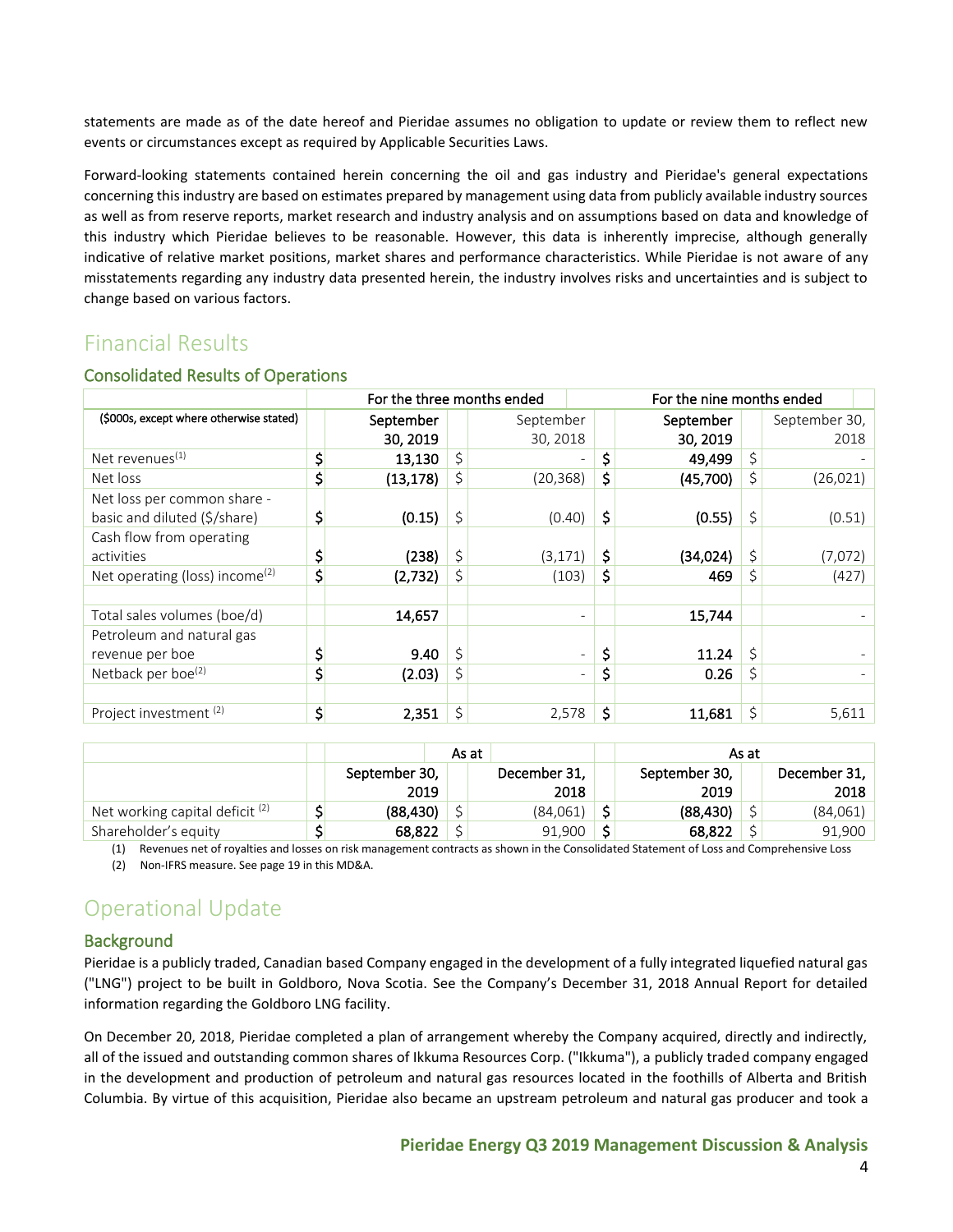statements are made as of the date hereof and Pieridae assumes no obligation to update or review them to reflect new events or circumstances except as required by Applicable Securities Laws.

Forward-looking statements contained herein concerning the oil and gas industry and Pieridae's general expectations concerning this industry are based on estimates prepared by management using data from publicly available industry sources as well as from reserve reports, market research and industry analysis and on assumptions based on data and knowledge of this industry which Pieridae believes to be reasonable. However, this data is inherently imprecise, although generally indicative of relative market positions, market shares and performance characteristics. While Pieridae is not aware of any misstatements regarding any industry data presented herein, the industry involves risks and uncertainties and is subject to change based on various factors.

# Financial Results

## Consolidated Results of Operations

| | For the three months ended | | For the nine months ended | |
|---|---|---|---|---|
| ($000s, except where otherwise stated) | September 30, 2019 | September 30, 2018 | September 30, 2019 | September 30, 2018 |
| Net revenues[1] | $ 13,130 | $ - | $ 49,499 | $ - |
| Net loss | $ (13,178) | $ (20,368) | $ (45,700) | $ (26,021) |
| Net loss per common share - basic and diluted ($/share) | $ (0.15) | $ (0.40) | $ (0.55) | $ (0.51) |
| Cash flow from operating activities | $ (238) | $ (3,171) | $ (34,024) | $ (7,072) |
| Net operating (loss) income[2] | $ (2,732) | $ (103) | $ 469 | $ (427) |
| | | | | |
| Total sales volumes (boe/d) | 14,657 | - | 15,744 | - |
| Petroleum and natural gas revenue per boe | $ 9.40 | $ - | $ 11.24 | $ - |
| Netback per boe[2] | $ (2.03) | $ - | $ 0.26 | $ - |
| | | | | |
| Project investment [2] | $ 2,351 | $ 2,578 | $ 11,681 | $ 5,611 |

| | As at | | As at | |
|---|---|---|---|---|
| | September 30, 2019 | December 31, 2018 | September 30, 2019 | December 31, 2018 |
| Net working capital deficit [2] | $ (88,430) | $ (84,061) | $ (88,430) | $ (84,061) |
| Shareholder's equity | $ 68,822 | $ 91,900 | $ 68,822 | $ 91,900 |

(1) Revenues net of royalties and losses on risk management contracts as shown in the Consolidated Statement of Loss and Comprehensive Loss

(2) Non-IFRS measure. See page 19 in this MD&A.

# Operational Update

## Background

Pieridae is a publicly traded, Canadian based Company engaged in the development of a fully integrated liquefied natural gas ("LNG") project to be built in Goldboro, Nova Scotia. See the Company's December 31, 2018 Annual Report for detailed information regarding the Goldboro LNG facility.

On December 20, 2018, Pieridae completed a plan of arrangement whereby the Company acquired, directly and indirectly, all of the issued and outstanding common shares of Ikkuma Resources Corp. ("Ikkuma"), a publicly traded company engaged in the development and production of petroleum and natural gas resources located in the foothills of Alberta and British Columbia. By virtue of this acquisition, Pieridae also became an upstream petroleum and natural gas producer and took a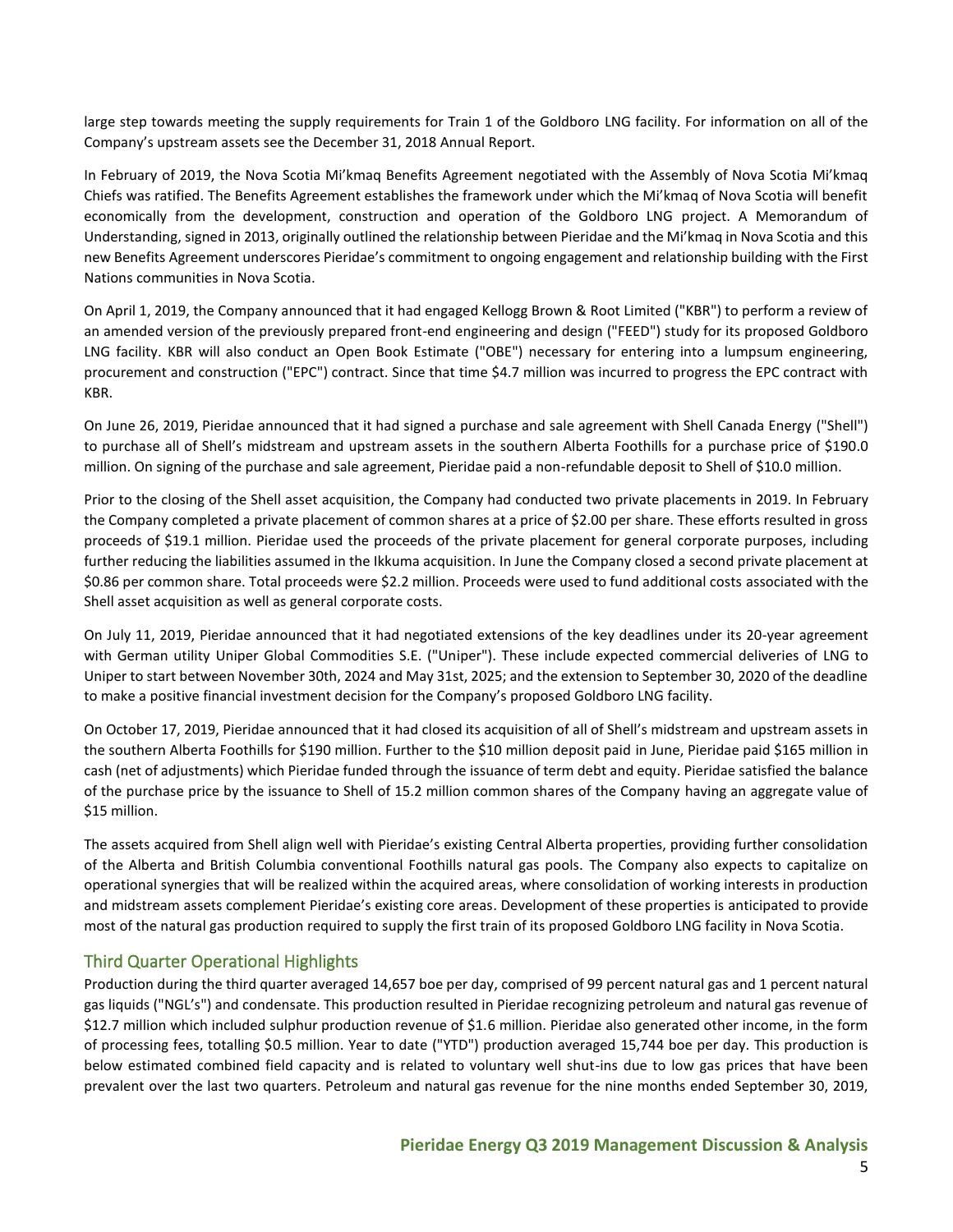large step towards meeting the supply requirements for Train 1 of the Goldboro LNG facility. For information on all of the Company's upstream assets see the December 31, 2018 Annual Report.

In February of 2019, the Nova Scotia Mi'kmaq Benefits Agreement negotiated with the Assembly of Nova Scotia Mi'kmaq Chiefs was ratified. The Benefits Agreement establishes the framework under which the Mi'kmaq of Nova Scotia will benefit economically from the development, construction and operation of the Goldboro LNG project. A Memorandum of Understanding, signed in 2013, originally outlined the relationship between Pieridae and the Mi'kmaq in Nova Scotia and this new Benefits Agreement underscores Pieridae's commitment to ongoing engagement and relationship building with the First Nations communities in Nova Scotia.

On April 1, 2019, the Company announced that it had engaged Kellogg Brown & Root Limited ("KBR") to perform a review of an amended version of the previously prepared front-end engineering and design ("FEED") study for its proposed Goldboro LNG facility. KBR will also conduct an Open Book Estimate ("OBE") necessary for entering into a lumpsum engineering, procurement and construction ("EPC") contract. Since that time $4.7 million was incurred to progress the EPC contract with KBR.

On June 26, 2019, Pieridae announced that it had signed a purchase and sale agreement with Shell Canada Energy ("Shell") to purchase all of Shell's midstream and upstream assets in the southern Alberta Foothills for a purchase price of $190.0 million. On signing of the purchase and sale agreement, Pieridae paid a non-refundable deposit to Shell of $10.0 million.

Prior to the closing of the Shell asset acquisition, the Company had conducted two private placements in 2019. In February the Company completed a private placement of common shares at a price of $2.00 per share. These efforts resulted in gross proceeds of $19.1 million. Pieridae used the proceeds of the private placement for general corporate purposes, including further reducing the liabilities assumed in the Ikkuma acquisition. In June the Company closed a second private placement at $0.86 per common share. Total proceeds were $2.2 million. Proceeds were used to fund additional costs associated with the Shell asset acquisition as well as general corporate costs.

On July 11, 2019, Pieridae announced that it had negotiated extensions of the key deadlines under its 20-year agreement with German utility Uniper Global Commodities S.E. ("Uniper"). These include expected commercial deliveries of LNG to Uniper to start between November 30th, 2024 and May 31st, 2025; and the extension to September 30, 2020 of the deadline to make a positive financial investment decision for the Company's proposed Goldboro LNG facility.

On October 17, 2019, Pieridae announced that it had closed its acquisition of all of Shell's midstream and upstream assets in the southern Alberta Foothills for $190 million. Further to the $10 million deposit paid in June, Pieridae paid $165 million in cash (net of adjustments) which Pieridae funded through the issuance of term debt and equity. Pieridae satisfied the balance of the purchase price by the issuance to Shell of 15.2 million common shares of the Company having an aggregate value of $15 million.

The assets acquired from Shell align well with Pieridae's existing Central Alberta properties, providing further consolidation of the Alberta and British Columbia conventional Foothills natural gas pools. The Company also expects to capitalize on operational synergies that will be realized within the acquired areas, where consolidation of working interests in production and midstream assets complement Pieridae's existing core areas. Development of these properties is anticipated to provide most of the natural gas production required to supply the first train of its proposed Goldboro LNG facility in Nova Scotia.

## Third Quarter Operational Highlights

Production during the third quarter averaged 14,657 boe per day, comprised of 99 percent natural gas and 1 percent natural gas liquids ("NGL's") and condensate. This production resulted in Pieridae recognizing petroleum and natural gas revenue of $12.7 million which included sulphur production revenue of $1.6 million. Pieridae also generated other income, in the form of processing fees, totalling $0.5 million. Year to date ("YTD") production averaged 15,744 boe per day. This production is below estimated combined field capacity and is related to voluntary well shut-ins due to low gas prices that have been prevalent over the last two quarters. Petroleum and natural gas revenue for the nine months ended September 30, 2019,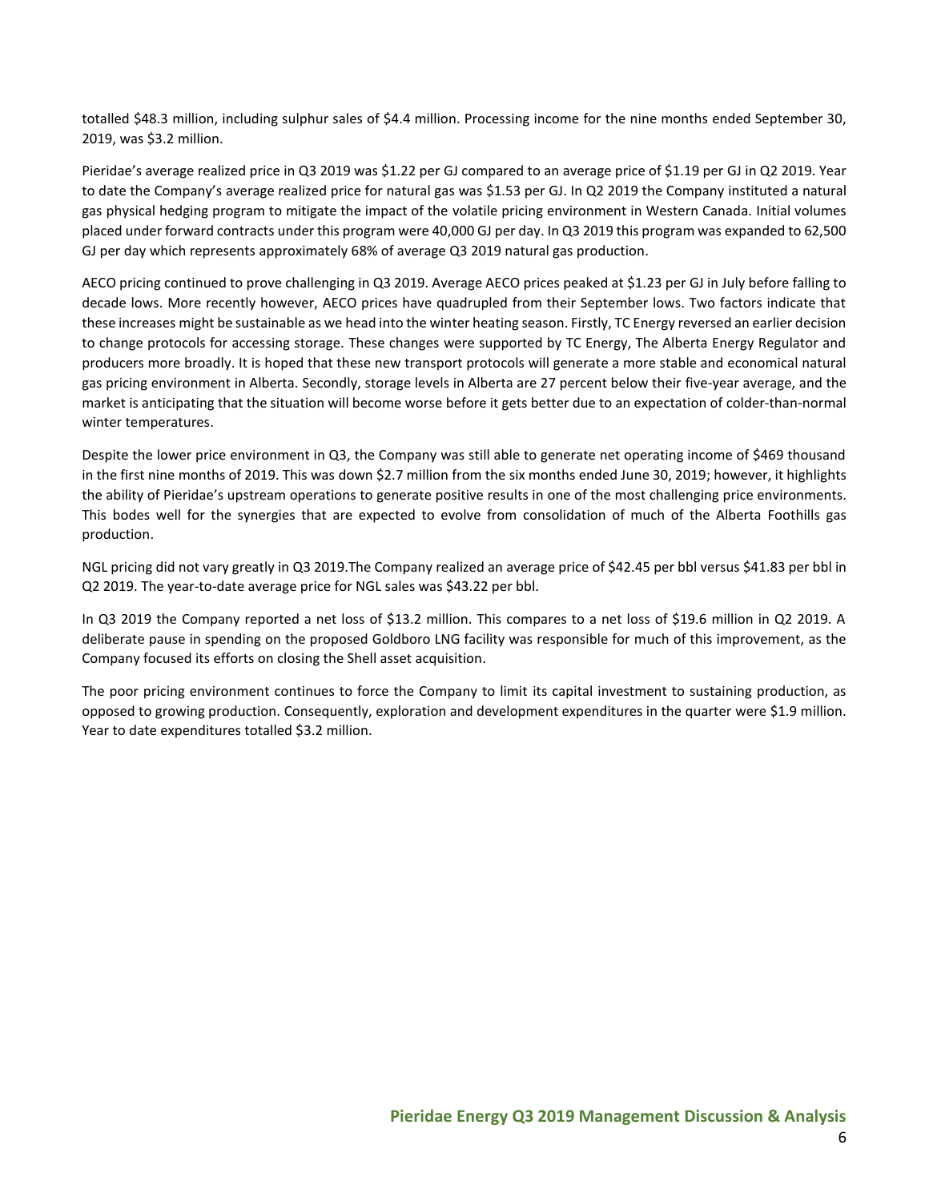totalled $48.3 million, including sulphur sales of $4.4 million. Processing income for the nine months ended September 30, 2019, was $3.2 million.

Pieridae's average realized price in Q3 2019 was $1.22 per GJ compared to an average price of $1.19 per GJ in Q2 2019. Year to date the Company's average realized price for natural gas was $1.53 per GJ. In Q2 2019 the Company instituted a natural gas physical hedging program to mitigate the impact of the volatile pricing environment in Western Canada. Initial volumes placed under forward contracts under this program were 40,000 GJ per day. In Q3 2019 this program was expanded to 62,500 GJ per day which represents approximately 68% of average Q3 2019 natural gas production.

AECO pricing continued to prove challenging in Q3 2019. Average AECO prices peaked at $1.23 per GJ in July before falling to decade lows. More recently however, AECO prices have quadrupled from their September lows. Two factors indicate that these increases might be sustainable as we head into the winter heating season. Firstly, TC Energy reversed an earlier decision to change protocols for accessing storage. These changes were supported by TC Energy, The Alberta Energy Regulator and producers more broadly. It is hoped that these new transport protocols will generate a more stable and economical natural gas pricing environment in Alberta. Secondly, storage levels in Alberta are 27 percent below their five-year average, and the market is anticipating that the situation will become worse before it gets better due to an expectation of colder-than-normal winter temperatures.

Despite the lower price environment in Q3, the Company was still able to generate net operating income of $469 thousand in the first nine months of 2019. This was down $2.7 million from the six months ended June 30, 2019; however, it highlights the ability of Pieridae's upstream operations to generate positive results in one of the most challenging price environments. This bodes well for the synergies that are expected to evolve from consolidation of much of the Alberta Foothills gas production.

NGL pricing did not vary greatly in Q3 2019.The Company realized an average price of $42.45 per bbl versus $41.83 per bbl in Q2 2019. The year-to-date average price for NGL sales was $43.22 per bbl.

In Q3 2019 the Company reported a net loss of $13.2 million. This compares to a net loss of $19.6 million in Q2 2019. A deliberate pause in spending on the proposed Goldboro LNG facility was responsible for much of this improvement, as the Company focused its efforts on closing the Shell asset acquisition.

The poor pricing environment continues to force the Company to limit its capital investment to sustaining production, as opposed to growing production. Consequently, exploration and development expenditures in the quarter were $1.9 million. Year to date expenditures totalled $3.2 million.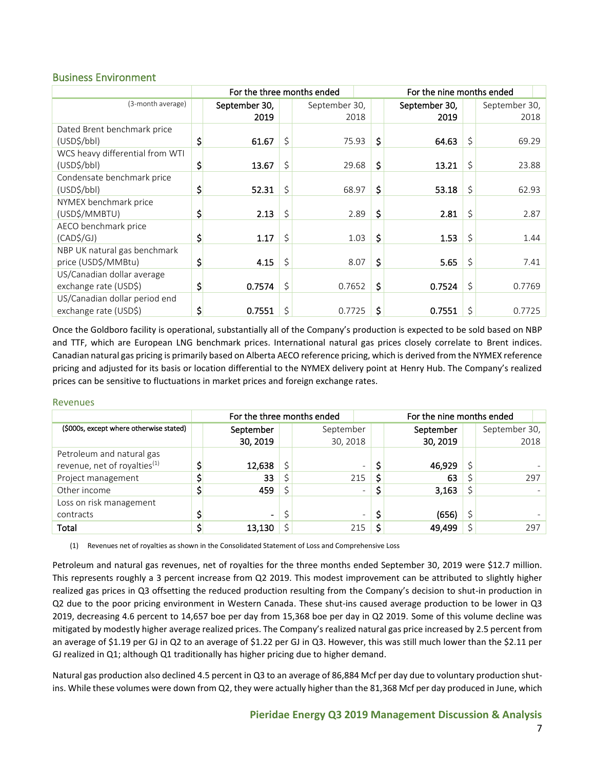## Business Environment

| (3-month average) | For the three months ended | | For the nine months ended | |
|---|---|---|---|---|
| | September 30, 2019 | September 30, 2018 | September 30, 2019 | September 30, 2018 |
| Dated Brent benchmark price (USD$/bbl) | **$ 61.67** | $ 75.93 | **$ 64.63** | $ 69.29 |
| WCS heavy differential from WTI (USD$/bbl) | **$ 13.67** | $ 29.68 | **$ 13.21** | $ 23.88 |
| Condensate benchmark price (USD$/bbl) | **$ 52.31** | $ 68.97 | **$ 53.18** | $ 62.93 |
| NYMEX benchmark price (USD$/MMBTU) | **$ 2.13** | $ 2.89 | **$ 2.81** | $ 2.87 |
| AECO benchmark price (CAD$/GJ) | **$ 1.17** | $ 1.03 | **$ 1.53** | $ 1.44 |
| NBP UK natural gas benchmark price (USD$/MMBtu) | **$ 4.15** | $ 8.07 | **$ 5.65** | $ 7.41 |
| US/Canadian dollar average exchange rate (USD$) | **$ 0.7574** | $ 0.7652 | **$ 0.7524** | $ 0.7769 |
| US/Canadian dollar period end exchange rate (USD$) | **$ 0.7551** | $ 0.7725 | **$ 0.7551** | $ 0.7725 |

Once the Goldboro facility is operational, substantially all of the Company's production is expected to be sold based on NBP and TTF, which are European LNG benchmark prices. International natural gas prices closely correlate to Brent indices. Canadian natural gas pricing is primarily based on Alberta AECO reference pricing, which is derived from the NYMEX reference pricing and adjusted for its basis or location differential to the NYMEX delivery point at Henry Hub. The Company's realized prices can be sensitive to fluctuations in market prices and foreign exchange rates.

## Revenues

| ($000s, except where otherwise stated) | For the three months ended | | For the nine months ended | |
|---|---|---|---|---|
| | September 30, 2019 | September 30, 2018 | September 30, 2019 | September 30, 2018 |
| Petroleum and natural gas revenue, net of royalties[(1)] | **$ 12,638** | $ - | **$ 46,929** | $ - |
| Project management | **$ 33** | $ 215 | **$ 63** | $ 297 |
| Other income | **$ 459** | $ - | **$ 3,163** | $ - |
| Loss on risk management contracts | **$ -** | $ - | **$ (656)** | $ - |
| **Total** | **$ 13,130** | $ 215 | **$ 49,499** | $ 297 |

(1) Revenues net of royalties as shown in the Consolidated Statement of Loss and Comprehensive Loss

Petroleum and natural gas revenues, net of royalties for the three months ended September 30, 2019 were $12.7 million. This represents roughly a 3 percent increase from Q2 2019. This modest improvement can be attributed to slightly higher realized gas prices in Q3 offsetting the reduced production resulting from the Company's decision to shut-in production in Q2 due to the poor pricing environment in Western Canada. These shut-ins caused average production to be lower in Q3 2019, decreasing 4.6 percent to 14,657 boe per day from 15,368 boe per day in Q2 2019. Some of this volume decline was mitigated by modestly higher average realized prices. The Company's realized natural gas price increased by 2.5 percent from an average of $1.19 per GJ in Q2 to an average of $1.22 per GJ in Q3. However, this was still much lower than the $2.11 per GJ realized in Q1; although Q1 traditionally has higher pricing due to higher demand.

Natural gas production also declined 4.5 percent in Q3 to an average of 86,884 Mcf per day due to voluntary production shut-ins. While these volumes were down from Q2, they were actually higher than the 81,368 Mcf per day produced in June, which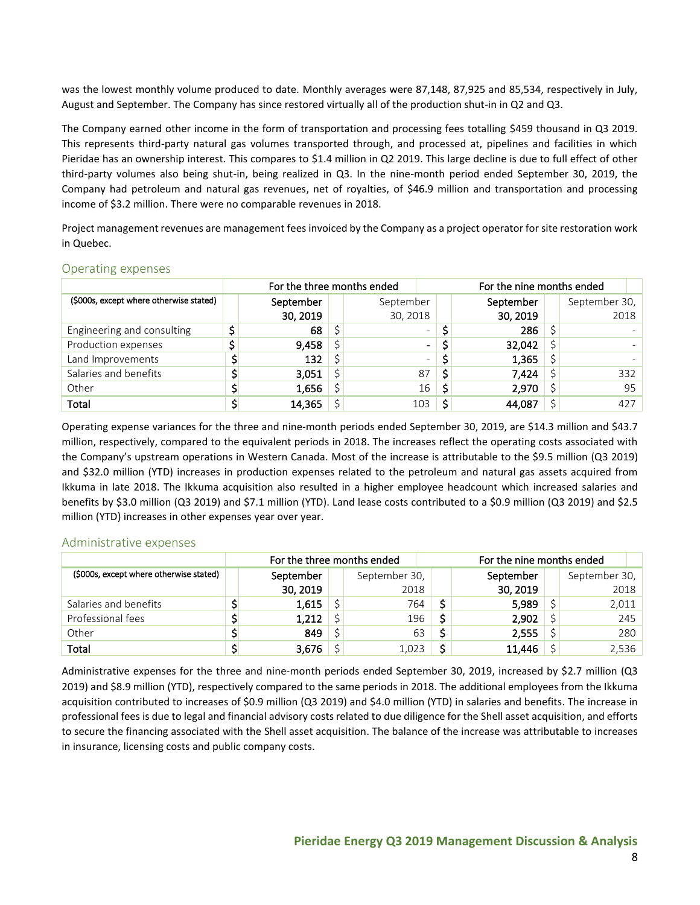was the lowest monthly volume produced to date. Monthly averages were 87,148, 87,925 and 85,534, respectively in July, August and September. The Company has since restored virtually all of the production shut-in in Q2 and Q3.

The Company earned other income in the form of transportation and processing fees totalling $459 thousand in Q3 2019. This represents third-party natural gas volumes transported through, and processed at, pipelines and facilities in which Pieridae has an ownership interest. This compares to $1.4 million in Q2 2019. This large decline is due to full effect of other third-party volumes also being shut-in, being realized in Q3. In the nine-month period ended September 30, 2019, the Company had petroleum and natural gas revenues, net of royalties, of $46.9 million and transportation and processing income of $3.2 million. There were no comparable revenues in 2018.

Project management revenues are management fees invoiced by the Company as a project operator for site restoration work in Quebec.

## Operating expenses

| | For the three months ended | | For the nine months ended | |
|---|---|---|---|---|
| ($000s, except where otherwise stated) | **September 30, 2019** | September 30, 2018 | **September 30, 2019** | September 30, 2018 |
| Engineering and consulting | **$ 68** | $ - | **$ 286** | $ - |
| Production expenses | **$ 9,458** | $ - | **$ 32,042** | $ - |
| Land Improvements | **$ 132** | $ - | **$ 1,365** | $ - |
| Salaries and benefits | **$ 3,051** | $ 87 | **$ 7,424** | $ 332 |
| Other | **$ 1,656** | $ 16 | **$ 2,970** | $ 95 |
| **Total** | **$ 14,365** | $ 103 | **$ 44,087** | $ 427 |

Operating expense variances for the three and nine-month periods ended September 30, 2019, are $14.3 million and $43.7 million, respectively, compared to the equivalent periods in 2018. The increases reflect the operating costs associated with the Company's upstream operations in Western Canada. Most of the increase is attributable to the $9.5 million (Q3 2019) and $32.0 million (YTD) increases in production expenses related to the petroleum and natural gas assets acquired from Ikkuma in late 2018. The Ikkuma acquisition also resulted in a higher employee headcount which increased salaries and benefits by $3.0 million (Q3 2019) and $7.1 million (YTD). Land lease costs contributed to a $0.9 million (Q3 2019) and $2.5 million (YTD) increases in other expenses year over year.

## Administrative expenses

| | For the three months ended | | For the nine months ended | |
|---|---|---|---|---|
| ($000s, except where otherwise stated) | **September 30, 2019** | September 30, 2018 | **September 30, 2019** | September 30, 2018 |
| Salaries and benefits | **$ 1,615** | $ 764 | **$ 5,989** | $ 2,011 |
| Professional fees | **$ 1,212** | $ 196 | **$ 2,902** | $ 245 |
| Other | **$ 849** | $ 63 | **$ 2,555** | $ 280 |
| **Total** | **$ 3,676** | $ 1,023 | **$ 11,446** | $ 2,536 |

Administrative expenses for the three and nine-month periods ended September 30, 2019, increased by $2.7 million (Q3 2019) and $8.9 million (YTD), respectively compared to the same periods in 2018. The additional employees from the Ikkuma acquisition contributed to increases of $0.9 million (Q3 2019) and $4.0 million (YTD) in salaries and benefits. The increase in professional fees is due to legal and financial advisory costs related to due diligence for the Shell asset acquisition, and efforts to secure the financing associated with the Shell asset acquisition. The balance of the increase was attributable to increases in insurance, licensing costs and public company costs.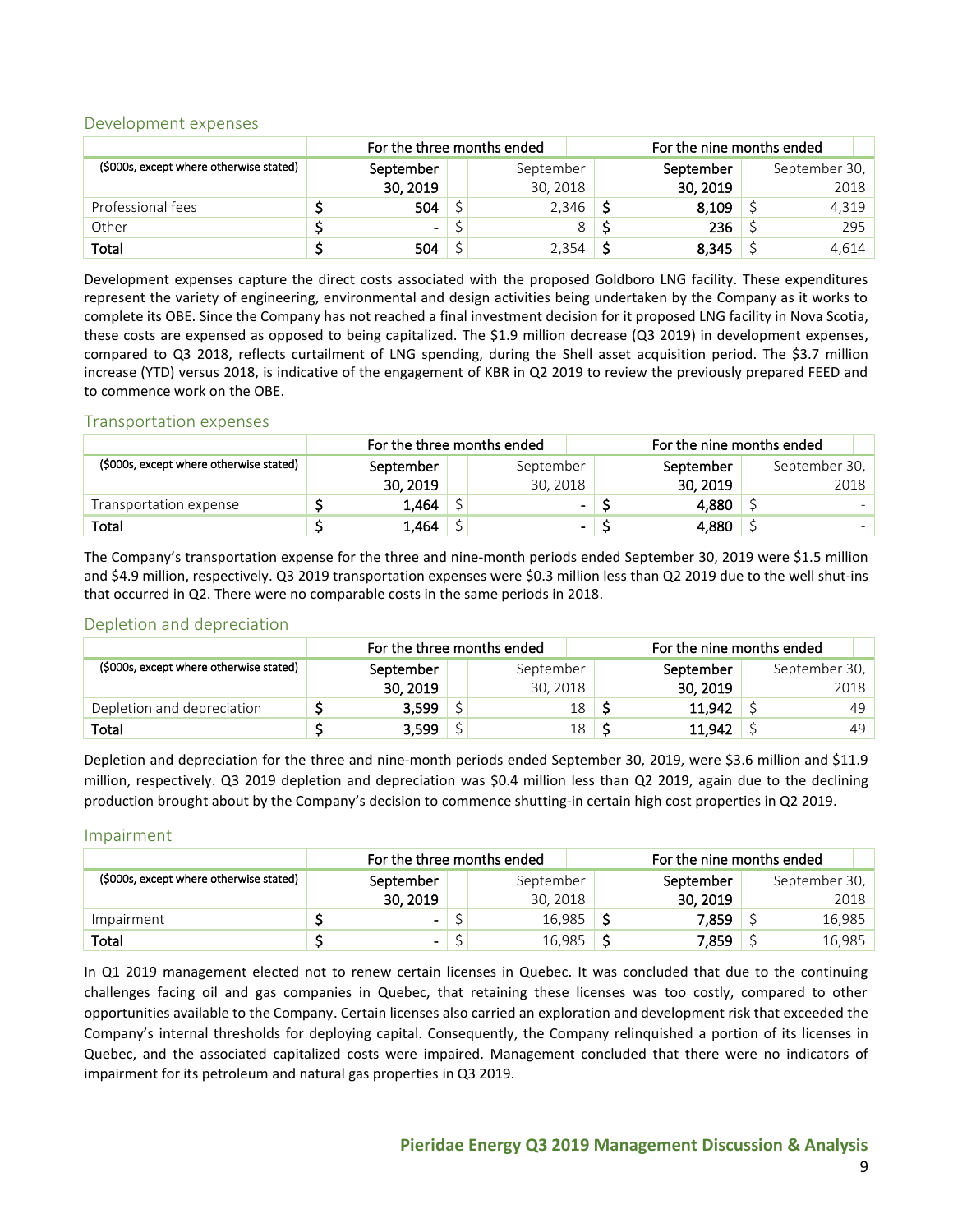## Development expenses

| ($000s, except where otherwise stated) | For the three months ended | | For the nine months ended | |
|---|---|---|---|---|
| | September 30, 2019 | September 30, 2018 | September 30, 2019 | September 30, 2018 |
| Professional fees | $ 504 | $ 2,346 | $ 8,109 | $ 4,319 |
| Other | $ - | $ 8 | $ 236 | $ 295 |
| **Total** | $ 504 | $ 2,354 | $ 8,345 | $ 4,614 |

Development expenses capture the direct costs associated with the proposed Goldboro LNG facility. These expenditures represent the variety of engineering, environmental and design activities being undertaken by the Company as it works to complete its OBE. Since the Company has not reached a final investment decision for it proposed LNG facility in Nova Scotia, these costs are expensed as opposed to being capitalized. The $1.9 million decrease (Q3 2019) in development expenses, compared to Q3 2018, reflects curtailment of LNG spending, during the Shell asset acquisition period. The $3.7 million increase (YTD) versus 2018, is indicative of the engagement of KBR in Q2 2019 to review the previously prepared FEED and to commence work on the OBE.

## Transportation expenses

| ($000s, except where otherwise stated) | For the three months ended | | For the nine months ended | |
|---|---|---|---|---|
| | September 30, 2019 | September 30, 2018 | September 30, 2019 | September 30, 2018 |
| Transportation expense | $ 1,464 | $ - | $ 4,880 | $ - |
| **Total** | $ 1,464 | $ - | $ 4,880 | $ - |

The Company's transportation expense for the three and nine-month periods ended September 30, 2019 were $1.5 million and $4.9 million, respectively. Q3 2019 transportation expenses were $0.3 million less than Q2 2019 due to the well shut-ins that occurred in Q2. There were no comparable costs in the same periods in 2018.

## Depletion and depreciation

| ($000s, except where otherwise stated) | For the three months ended | | For the nine months ended | |
|---|---|---|---|---|
| | September 30, 2019 | September 30, 2018 | September 30, 2019 | September 30, 2018 |
| Depletion and depreciation | $ 3,599 | $ 18 | $ 11,942 | $ 49 |
| **Total** | $ 3,599 | $ 18 | $ 11,942 | $ 49 |

Depletion and depreciation for the three and nine-month periods ended September 30, 2019, were $3.6 million and $11.9 million, respectively. Q3 2019 depletion and depreciation was $0.4 million less than Q2 2019, again due to the declining production brought about by the Company's decision to commence shutting-in certain high cost properties in Q2 2019.

## Impairment

| ($000s, except where otherwise stated) | For the three months ended | | For the nine months ended | |
|---|---|---|---|---|
| | September 30, 2019 | September 30, 2018 | September 30, 2019 | September 30, 2018 |
| Impairment | $ - | $ 16,985 | $ 7,859 | $ 16,985 |
| **Total** | $ - | $ 16,985 | $ 7,859 | $ 16,985 |

In Q1 2019 management elected not to renew certain licenses in Quebec. It was concluded that due to the continuing challenges facing oil and gas companies in Quebec, that retaining these licenses was too costly, compared to other opportunities available to the Company. Certain licenses also carried an exploration and development risk that exceeded the Company's internal thresholds for deploying capital. Consequently, the Company relinquished a portion of its licenses in Quebec, and the associated capitalized costs were impaired. Management concluded that there were no indicators of impairment for its petroleum and natural gas properties in Q3 2019.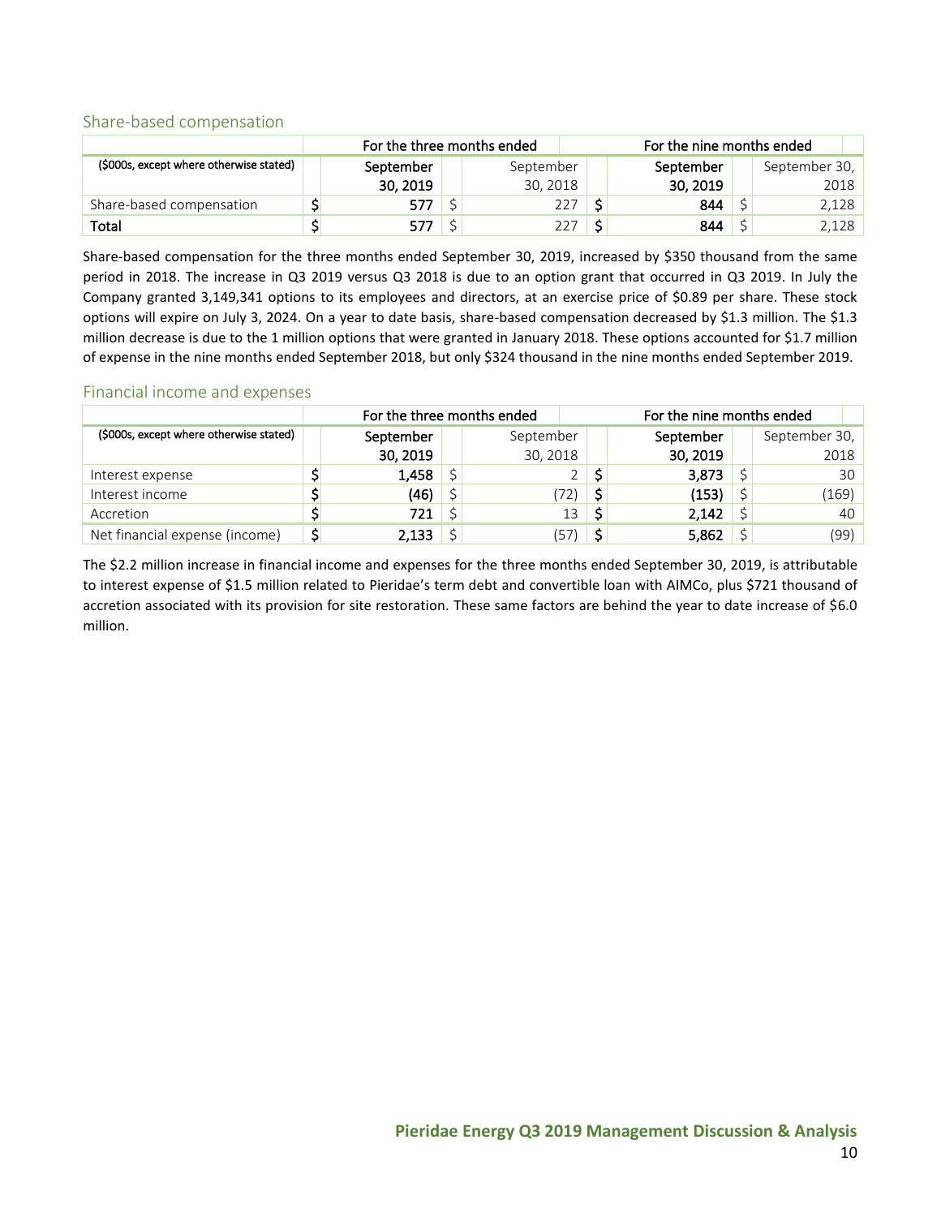## Share-based compensation

| ($000s, except where otherwise stated) | For the three months ended | | For the nine months ended | |
|---|---|---|---|---|
| | September 30, 2019 | September 30, 2018 | September 30, 2019 | September 30, 2018 |
| Share-based compensation | $ 577 | $ 227 | $ 844 | $ 2,128 |
| Total | $ 577 | $ 227 | $ 844 | $ 2,128 |

Share-based compensation for the three months ended September 30, 2019, increased by $350 thousand from the same period in 2018. The increase in Q3 2019 versus Q3 2018 is due to an option grant that occurred in Q3 2019. In July the Company granted 3,149,341 options to its employees and directors, at an exercise price of $0.89 per share. These stock options will expire on July 3, 2024. On a year to date basis, share-based compensation decreased by $1.3 million. The $1.3 million decrease is due to the 1 million options that were granted in January 2018. These options accounted for $1.7 million of expense in the nine months ended September 2018, but only $324 thousand in the nine months ended September 2019.

## Financial income and expenses

| ($000s, except where otherwise stated) | For the three months ended | | For the nine months ended | |
|---|---|---|---|---|
| | September 30, 2019 | September 30, 2018 | September 30, 2019 | September 30, 2018 |
| Interest expense | $ 1,458 | $ 2 | $ 3,873 | $ 30 |
| Interest income | $ (46) | $ (72) | $ (153) | $ (169) |
| Accretion | $ 721 | $ 13 | $ 2,142 | $ 40 |
| Net financial expense (income) | $ 2,133 | $ (57) | $ 5,862 | $ (99) |

The $2.2 million increase in financial income and expenses for the three months ended September 30, 2019, is attributable to interest expense of $1.5 million related to Pieridae's term debt and convertible loan with AIMCo, plus $721 thousand of accretion associated with its provision for site restoration. These same factors are behind the year to date increase of $6.0 million.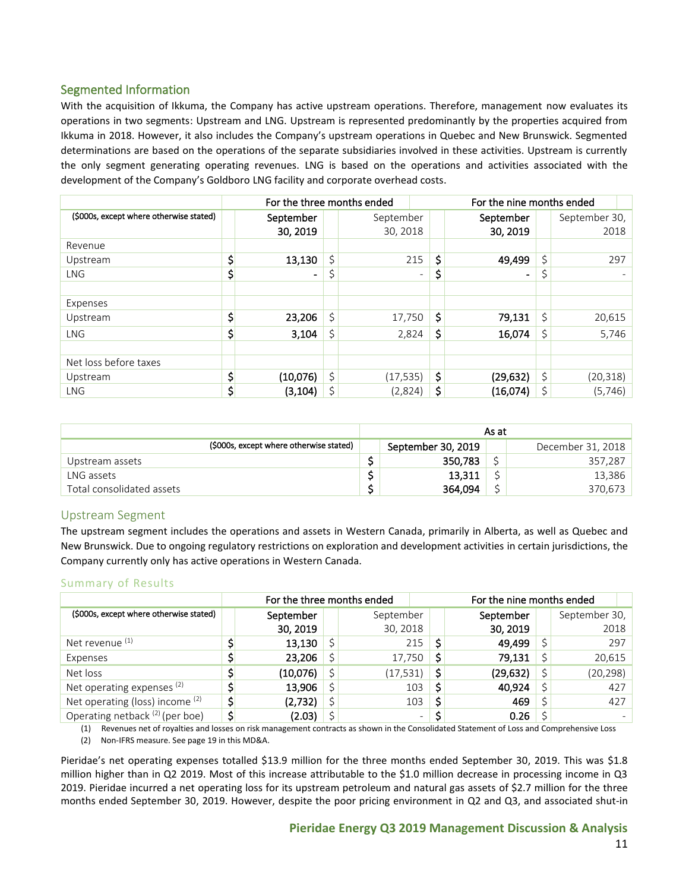## Segmented Information

With the acquisition of Ikkuma, the Company has active upstream operations. Therefore, management now evaluates its operations in two segments: Upstream and LNG. Upstream is represented predominantly by the properties acquired from Ikkuma in 2018. However, it also includes the Company's upstream operations in Quebec and New Brunswick. Segmented determinations are based on the operations of the separate subsidiaries involved in these activities. Upstream is currently the only segment generating operating revenues. LNG is based on the operations and activities associated with the development of the Company's Goldboro LNG facility and corporate overhead costs.

| | For the three months ended | | For the nine months ended | |
|---|---|---|---|---|
| ($000s, except where otherwise stated) | September 30, 2019 | September 30, 2018 | September 30, 2019 | September 30, 2018 |
| Revenue | | | | |
| Upstream | $ 13,130 | $ 215 | $ 49,499 | $ 297 |
| LNG | $ - | $ - | $ - | $ - |
| | | | | |
| Expenses | | | | |
| Upstream | $ 23,206 | $ 17,750 | $ 79,131 | $ 20,615 |
| LNG | $ 3,104 | $ 2,824 | $ 16,074 | $ 5,746 |
| | | | | |
| Net loss before taxes | | | | |
| Upstream | $ (10,076) | $ (17,535) | $ (29,632) | $ (20,318) |
| LNG | $ (3,104) | $ (2,824) | $ (16,074) | $ (5,746) |

| | As at | |
|---|---|---|
| ($000s, except where otherwise stated) | September 30, 2019 | December 31, 2018 |
| Upstream assets | $ 350,783 | $ 357,287 |
| LNG assets | $ 13,311 | $ 13,386 |
| Total consolidated assets | $ 364,094 | $ 370,673 |

## Upstream Segment

The upstream segment includes the operations and assets in Western Canada, primarily in Alberta, as well as Quebec and New Brunswick. Due to ongoing regulatory restrictions on exploration and development activities in certain jurisdictions, the Company currently only has active operations in Western Canada.

### Summary of Results

| | For the three months ended | | For the nine months ended | |
|---|---|---|---|---|
| ($000s, except where otherwise stated) | September 30, 2019 | September 30, 2018 | September 30, 2019 | September 30, 2018 |
| Net revenue [1] | $ 13,130 | $ 215 | $ 49,499 | $ 297 |
| Expenses | $ 23,206 | $ 17,750 | $ 79,131 | $ 20,615 |
| Net loss | $ (10,076) | $ (17,531) | $ (29,632) | $ (20,298) |
| Net operating expenses [2] | $ 13,906 | $ 103 | $ 40,924 | $ 427 |
| Net operating (loss) income [2] | $ (2,732) | $ 103 | $ 469 | $ 427 |
| Operating netback [2] (per boe) | $ (2.03) | $ - | $ 0.26 | $ - |

(1) Revenues net of royalties and losses on risk management contracts as shown in the Consolidated Statement of Loss and Comprehensive Loss

(2) Non-IFRS measure. See page 19 in this MD&A.

Pieridae's net operating expenses totalled $13.9 million for the three months ended September 30, 2019. This was $1.8 million higher than in Q2 2019. Most of this increase attributable to the $1.0 million decrease in processing income in Q3 2019. Pieridae incurred a net operating loss for its upstream petroleum and natural gas assets of $2.7 million for the three months ended September 30, 2019. However, despite the poor pricing environment in Q2 and Q3, and associated shut-in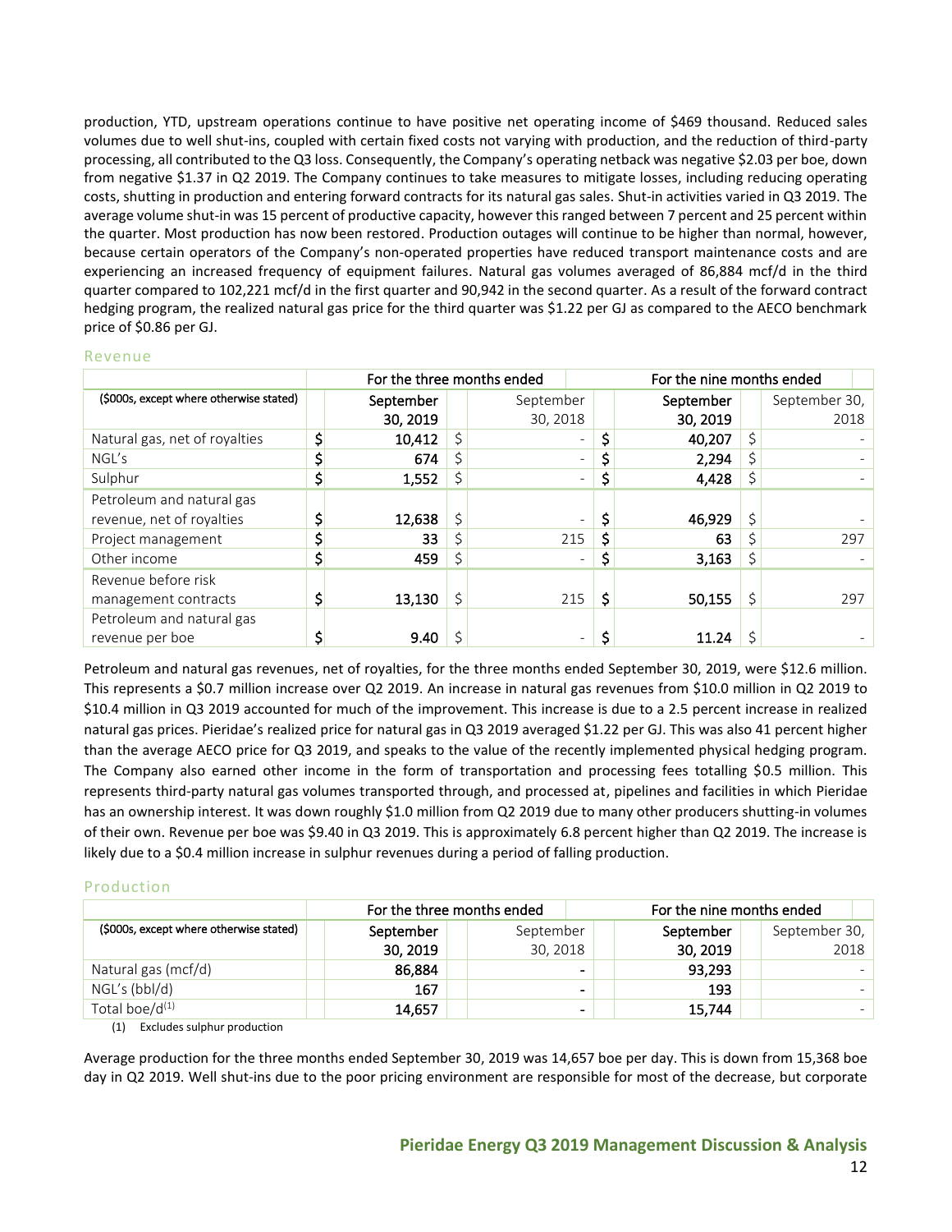production, YTD, upstream operations continue to have positive net operating income of $469 thousand. Reduced sales volumes due to well shut-ins, coupled with certain fixed costs not varying with production, and the reduction of third-party processing, all contributed to the Q3 loss. Consequently, the Company's operating netback was negative $2.03 per boe, down from negative $1.37 in Q2 2019. The Company continues to take measures to mitigate losses, including reducing operating costs, shutting in production and entering forward contracts for its natural gas sales. Shut-in activities varied in Q3 2019. The average volume shut-in was 15 percent of productive capacity, however this ranged between 7 percent and 25 percent within the quarter. Most production has now been restored. Production outages will continue to be higher than normal, however, because certain operators of the Company's non-operated properties have reduced transport maintenance costs and are experiencing an increased frequency of equipment failures. Natural gas volumes averaged of 86,884 mcf/d in the third quarter compared to 102,221 mcf/d in the first quarter and 90,942 in the second quarter. As a result of the forward contract hedging program, the realized natural gas price for the third quarter was $1.22 per GJ as compared to the AECO benchmark price of $0.86 per GJ.

## Revenue

| ($000s, except where otherwise stated) | For the three months ended | | For the nine months ended | |
|---|---|---|---|---|
| | September 30, 2019 | September 30, 2018 | September 30, 2019 | September 30, 2018 |
| Natural gas, net of royalties | $ 10,412 | $ - | $ 40,207 | $ - |
| NGL's | $ 674 | $ - | $ 2,294 | $ - |
| Sulphur | $ 1,552 | $ - | $ 4,428 | $ - |
| Petroleum and natural gas revenue, net of royalties | $ 12,638 | $ - | $ 46,929 | $ - |
| Project management | $ 33 | $ 215 | $ 63 | $ 297 |
| Other income | $ 459 | $ - | $ 3,163 | $ - |
| Revenue before risk management contracts | $ 13,130 | $ 215 | $ 50,155 | $ 297 |
| Petroleum and natural gas revenue per boe | $ 9.40 | $ - | $ 11.24 | $ - |

Petroleum and natural gas revenues, net of royalties, for the three months ended September 30, 2019, were $12.6 million. This represents a $0.7 million increase over Q2 2019. An increase in natural gas revenues from $10.0 million in Q2 2019 to $10.4 million in Q3 2019 accounted for much of the improvement. This increase is due to a 2.5 percent increase in realized natural gas prices. Pieridae's realized price for natural gas in Q3 2019 averaged $1.22 per GJ. This was also 41 percent higher than the average AECO price for Q3 2019, and speaks to the value of the recently implemented physical hedging program. The Company also earned other income in the form of transportation and processing fees totalling $0.5 million. This represents third-party natural gas volumes transported through, and processed at, pipelines and facilities in which Pieridae has an ownership interest. It was down roughly $1.0 million from Q2 2019 due to many other producers shutting-in volumes of their own. Revenue per boe was $9.40 in Q3 2019. This is approximately 6.8 percent higher than Q2 2019. The increase is likely due to a $0.4 million increase in sulphur revenues during a period of falling production.

## Production

| ($000s, except where otherwise stated) | For the three months ended | | For the nine months ended | |
|---|---|---|---|---|
| | September 30, 2019 | September 30, 2018 | September 30, 2019 | September 30, 2018 |
| Natural gas (mcf/d) | 86,884 | - | 93,293 | - |
| NGL's (bbl/d) | 167 | - | 193 | - |
| Total boe/d[(1)] | 14,657 | - | 15,744 | - |

(1) Excludes sulphur production

Average production for the three months ended September 30, 2019 was 14,657 boe per day. This is down from 15,368 boe day in Q2 2019. Well shut-ins due to the poor pricing environment are responsible for most of the decrease, but corporate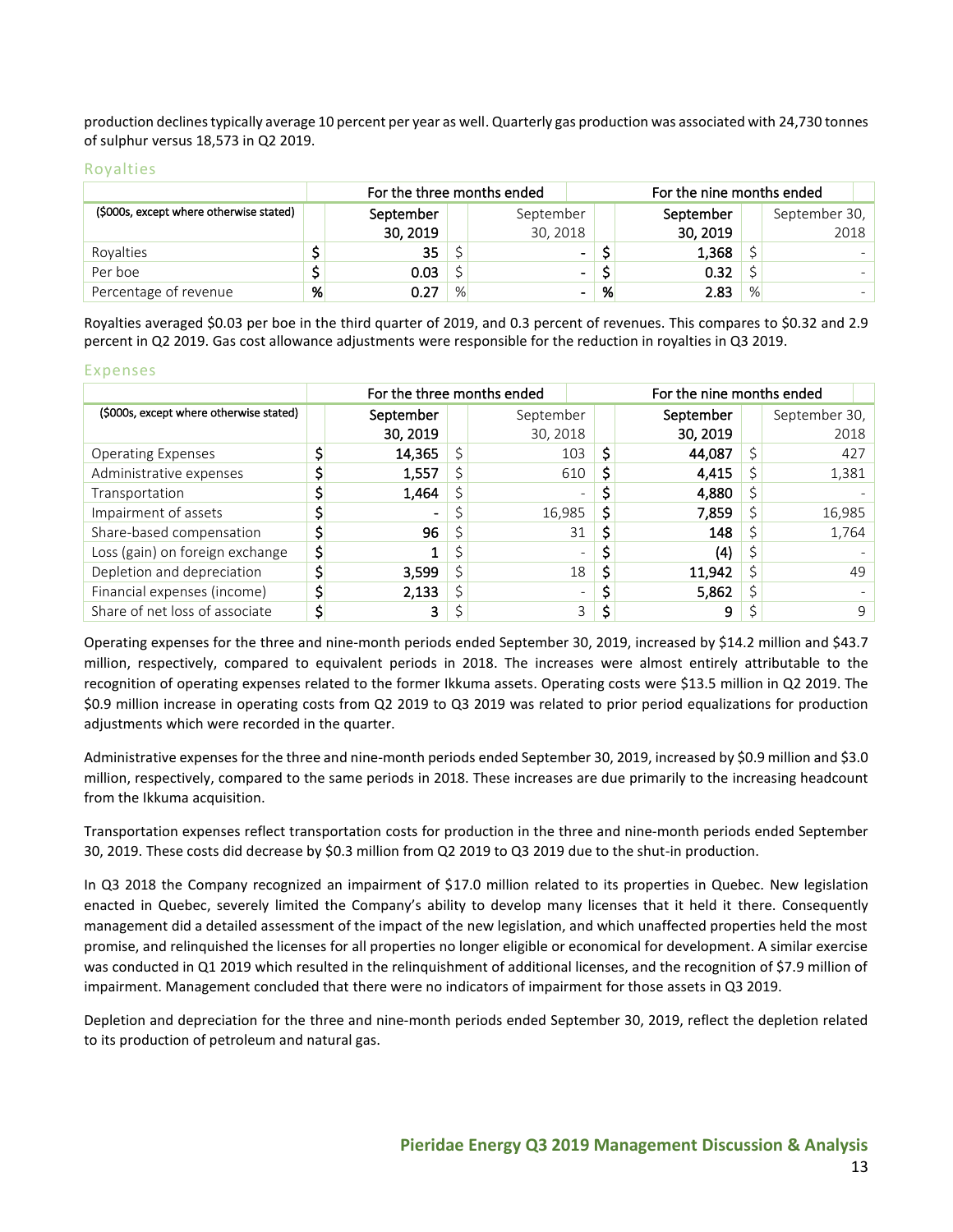production declines typically average 10 percent per year as well. Quarterly gas production was associated with 24,730 tonnes of sulphur versus 18,573 in Q2 2019.

## Royalties

| ($000s, except where otherwise stated) | For the three months ended | | | | For the nine months ended | | | |
|---|---|---|---|---|---|---|---|---|
| | | September 30, 2019 | | September 30, 2018 | | September 30, 2019 | | September 30, 2018 |
| Royalties | $ | 35 | $ | - | $ | 1,368 | $ | - |
| Per boe | $ | 0.03 | $ | - | $ | 0.32 | $ | - |
| Percentage of revenue | % | 0.27 | % | - | % | 2.83 | % | - |

Royalties averaged $0.03 per boe in the third quarter of 2019, and 0.3 percent of revenues. This compares to $0.32 and 2.9 percent in Q2 2019. Gas cost allowance adjustments were responsible for the reduction in royalties in Q3 2019.

## Expenses

| ($000s, except where otherwise stated) | For the three months ended | | | | For the nine months ended | | | |
|---|---|---|---|---|---|---|---|---|
| | | September 30, 2019 | | September 30, 2018 | | September 30, 2019 | | September 30, 2018 |
| Operating Expenses | $ | 14,365 | $ | 103 | $ | 44,087 | $ | 427 |
| Administrative expenses | $ | 1,557 | $ | 610 | $ | 4,415 | $ | 1,381 |
| Transportation | $ | 1,464 | $ | - | $ | 4,880 | $ | - |
| Impairment of assets | $ | - | $ | 16,985 | $ | 7,859 | $ | 16,985 |
| Share-based compensation | $ | 96 | $ | 31 | $ | 148 | $ | 1,764 |
| Loss (gain) on foreign exchange | $ | 1 | $ | - | $ | (4) | $ | - |
| Depletion and depreciation | $ | 3,599 | $ | 18 | $ | 11,942 | $ | 49 |
| Financial expenses (income) | $ | 2,133 | $ | - | $ | 5,862 | $ | - |
| Share of net loss of associate | $ | 3 | $ | 3 | $ | 9 | $ | 9 |

Operating expenses for the three and nine-month periods ended September 30, 2019, increased by $14.2 million and $43.7 million, respectively, compared to equivalent periods in 2018. The increases were almost entirely attributable to the recognition of operating expenses related to the former Ikkuma assets. Operating costs were $13.5 million in Q2 2019. The $0.9 million increase in operating costs from Q2 2019 to Q3 2019 was related to prior period equalizations for production adjustments which were recorded in the quarter.

Administrative expenses for the three and nine-month periods ended September 30, 2019, increased by $0.9 million and $3.0 million, respectively, compared to the same periods in 2018. These increases are due primarily to the increasing headcount from the Ikkuma acquisition.

Transportation expenses reflect transportation costs for production in the three and nine-month periods ended September 30, 2019. These costs did decrease by $0.3 million from Q2 2019 to Q3 2019 due to the shut-in production.

In Q3 2018 the Company recognized an impairment of $17.0 million related to its properties in Quebec. New legislation enacted in Quebec, severely limited the Company's ability to develop many licenses that it held it there. Consequently management did a detailed assessment of the impact of the new legislation, and which unaffected properties held the most promise, and relinquished the licenses for all properties no longer eligible or economical for development. A similar exercise was conducted in Q1 2019 which resulted in the relinquishment of additional licenses, and the recognition of $7.9 million of impairment. Management concluded that there were no indicators of impairment for those assets in Q3 2019.

Depletion and depreciation for the three and nine-month periods ended September 30, 2019, reflect the depletion related to its production of petroleum and natural gas.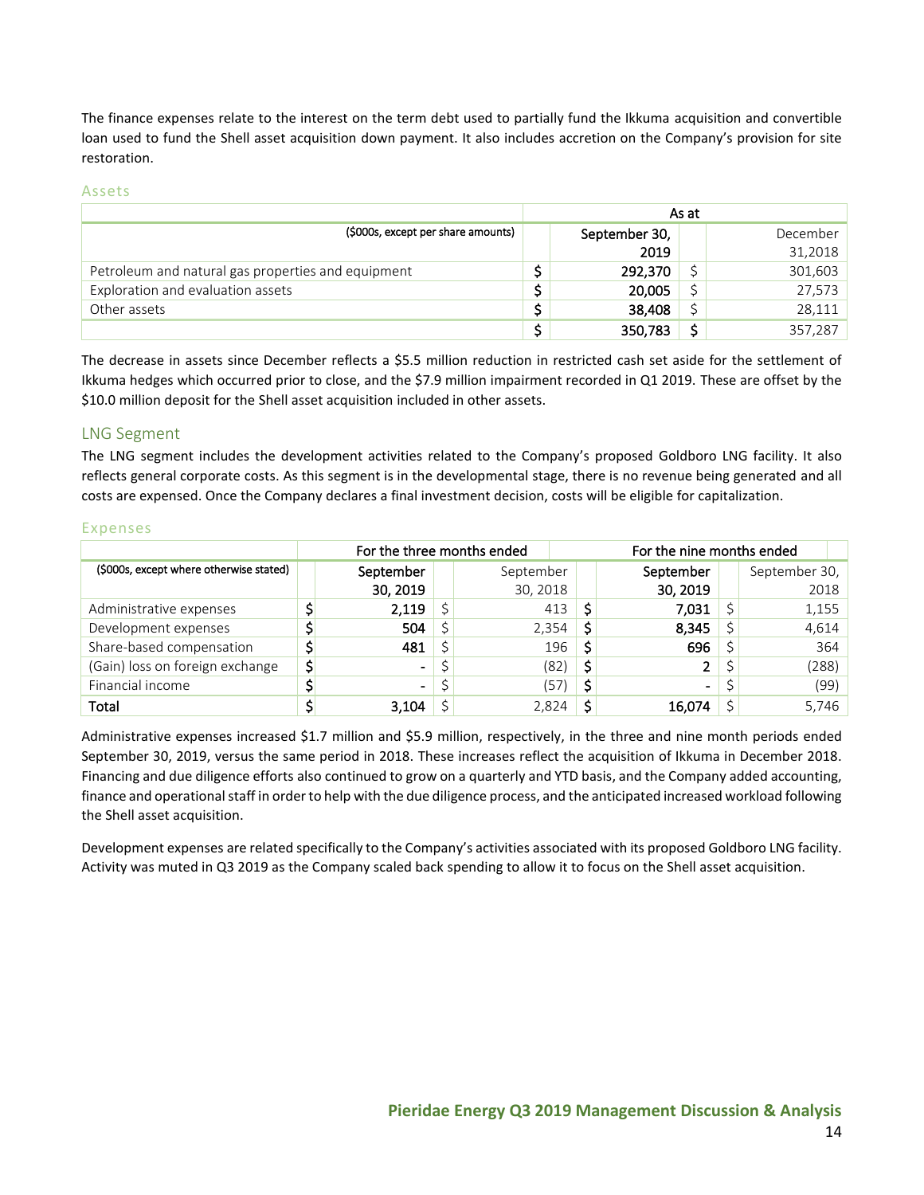The finance expenses relate to the interest on the term debt used to partially fund the Ikkuma acquisition and convertible loan used to fund the Shell asset acquisition down payment. It also includes accretion on the Company's provision for site restoration.

### Assets

| ($000s, except per share amounts) | As at | | | |
|---|---|---|---|---|
| | | September 30, 2019 | | December 31,2018 |
| Petroleum and natural gas properties and equipment | $ | 292,370 | $ | 301,603 |
| Exploration and evaluation assets | $ | 20,005 | $ | 27,573 |
| Other assets | $ | 38,408 | $ | 28,111 |
| | $ | 350,783 | $ | 357,287 |

The decrease in assets since December reflects a $5.5 million reduction in restricted cash set aside for the settlement of Ikkuma hedges which occurred prior to close, and the $7.9 million impairment recorded in Q1 2019. These are offset by the $10.0 million deposit for the Shell asset acquisition included in other assets.

## LNG Segment

The LNG segment includes the development activities related to the Company's proposed Goldboro LNG facility. It also reflects general corporate costs. As this segment is in the developmental stage, there is no revenue being generated and all costs are expensed. Once the Company declares a final investment decision, costs will be eligible for capitalization.

### Expenses

| ($000s, except where otherwise stated) | For the three months ended | | | | For the nine months ended | | | |
|---|---|---|---|---|---|---|---|---|
| | | September 30, 2019 | | September 30, 2018 | | September 30, 2019 | | September 30, 2018 |
| Administrative expenses | $ | 2,119 | $ | 413 | $ | 7,031 | $ | 1,155 |
| Development expenses | $ | 504 | $ | 2,354 | $ | 8,345 | $ | 4,614 |
| Share-based compensation | $ | 481 | $ | 196 | $ | 696 | $ | 364 |
| (Gain) loss on foreign exchange | $ | - | $ | (82) | $ | 2 | $ | (288) |
| Financial income | $ | - | $ | (57) | $ | - | $ | (99) |
| Total | $ | 3,104 | $ | 2,824 | $ | 16,074 | $ | 5,746 |

Administrative expenses increased $1.7 million and $5.9 million, respectively, in the three and nine month periods ended September 30, 2019, versus the same period in 2018. These increases reflect the acquisition of Ikkuma in December 2018. Financing and due diligence efforts also continued to grow on a quarterly and YTD basis, and the Company added accounting, finance and operational staff in order to help with the due diligence process, and the anticipated increased workload following the Shell asset acquisition.

Development expenses are related specifically to the Company's activities associated with its proposed Goldboro LNG facility. Activity was muted in Q3 2019 as the Company scaled back spending to allow it to focus on the Shell asset acquisition.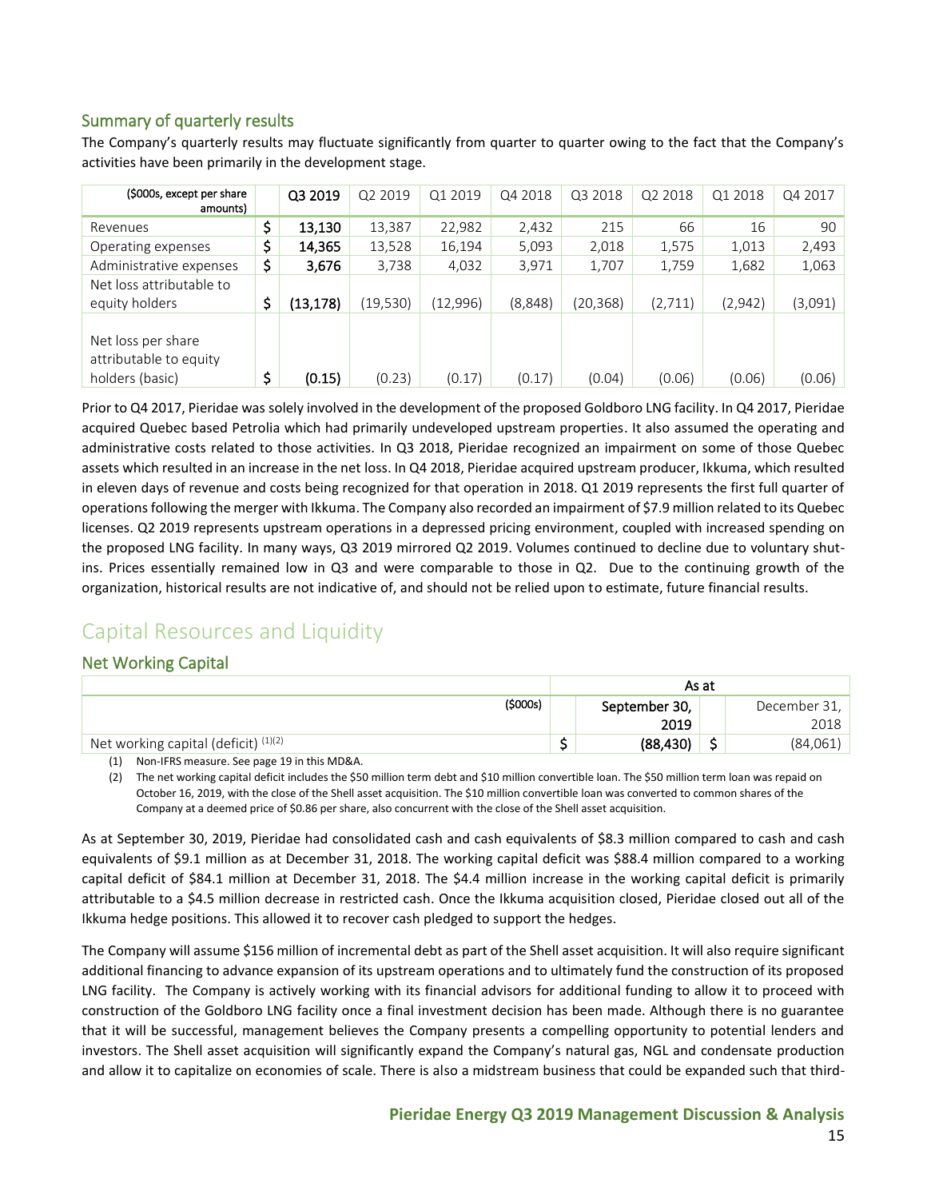## Summary of quarterly results

The Company's quarterly results may fluctuate significantly from quarter to quarter owing to the fact that the Company's activities have been primarily in the development stage.

| ($000s, except per share amounts) | | Q3 2019 | Q2 2019 | Q1 2019 | Q4 2018 | Q3 2018 | Q2 2018 | Q1 2018 | Q4 2017 |
|---|---|---|---|---|---|---|---|---|---|
| Revenues | $ | **13,130** | 13,387 | 22,982 | 2,432 | 215 | 66 | 16 | 90 |
| Operating expenses | $ | **14,365** | 13,528 | 16,194 | 5,093 | 2,018 | 1,575 | 1,013 | 2,493 |
| Administrative expenses | $ | **3,676** | 3,738 | 4,032 | 3,971 | 1,707 | 1,759 | 1,682 | 1,063 |
| Net loss attributable to equity holders | $ | **(13,178)** | (19,530) | (12,996) | (8,848) | (20,368) | (2,711) | (2,942) | (3,091) |
| Net loss per share attributable to equity holders (basic) | $ | **(0.15)** | (0.23) | (0.17) | (0.17) | (0.04) | (0.06) | (0.06) | (0.06) |

Prior to Q4 2017, Pieridae was solely involved in the development of the proposed Goldboro LNG facility. In Q4 2017, Pieridae acquired Quebec based Petrolia which had primarily undeveloped upstream properties. It also assumed the operating and administrative costs related to those activities. In Q3 2018, Pieridae recognized an impairment on some of those Quebec assets which resulted in an increase in the net loss. In Q4 2018, Pieridae acquired upstream producer, Ikkuma, which resulted in eleven days of revenue and costs being recognized for that operation in 2018. Q1 2019 represents the first full quarter of operations following the merger with Ikkuma. The Company also recorded an impairment of $7.9 million related to its Quebec licenses. Q2 2019 represents upstream operations in a depressed pricing environment, coupled with increased spending on the proposed LNG facility. In many ways, Q3 2019 mirrored Q2 2019. Volumes continued to decline due to voluntary shut-ins. Prices essentially remained low in Q3 and were comparable to those in Q2. Due to the continuing growth of the organization, historical results are not indicative of, and should not be relied upon to estimate, future financial results.

# Capital Resources and Liquidity

## Net Working Capital

| | As at | | | |
|---|---|---|---|---|
| ($000s) | | September 30, 2019 | | December 31, 2018 |
| Net working capital (deficit) (1)(2) | $ | **(88,430)** | $ | (84,061) |

(1) Non-IFRS measure. See page 19 in this MD&A.

(2) The net working capital deficit includes the $50 million term debt and $10 million convertible loan. The $50 million term loan was repaid on October 16, 2019, with the close of the Shell asset acquisition. The $10 million convertible loan was converted to common shares of the Company at a deemed price of $0.86 per share, also concurrent with the close of the Shell asset acquisition.

As at September 30, 2019, Pieridae had consolidated cash and cash equivalents of $8.3 million compared to cash and cash equivalents of $9.1 million as at December 31, 2018. The working capital deficit was $88.4 million compared to a working capital deficit of $84.1 million at December 31, 2018. The $4.4 million increase in the working capital deficit is primarily attributable to a $4.5 million decrease in restricted cash. Once the Ikkuma acquisition closed, Pieridae closed out all of the Ikkuma hedge positions. This allowed it to recover cash pledged to support the hedges.

The Company will assume $156 million of incremental debt as part of the Shell asset acquisition. It will also require significant additional financing to advance expansion of its upstream operations and to ultimately fund the construction of its proposed LNG facility. The Company is actively working with its financial advisors for additional funding to allow it to proceed with construction of the Goldboro LNG facility once a final investment decision has been made. Although there is no guarantee that it will be successful, management believes the Company presents a compelling opportunity to potential lenders and investors. The Shell asset acquisition will significantly expand the Company's natural gas, NGL and condensate production and allow it to capitalize on economies of scale. There is also a midstream business that could be expanded such that third-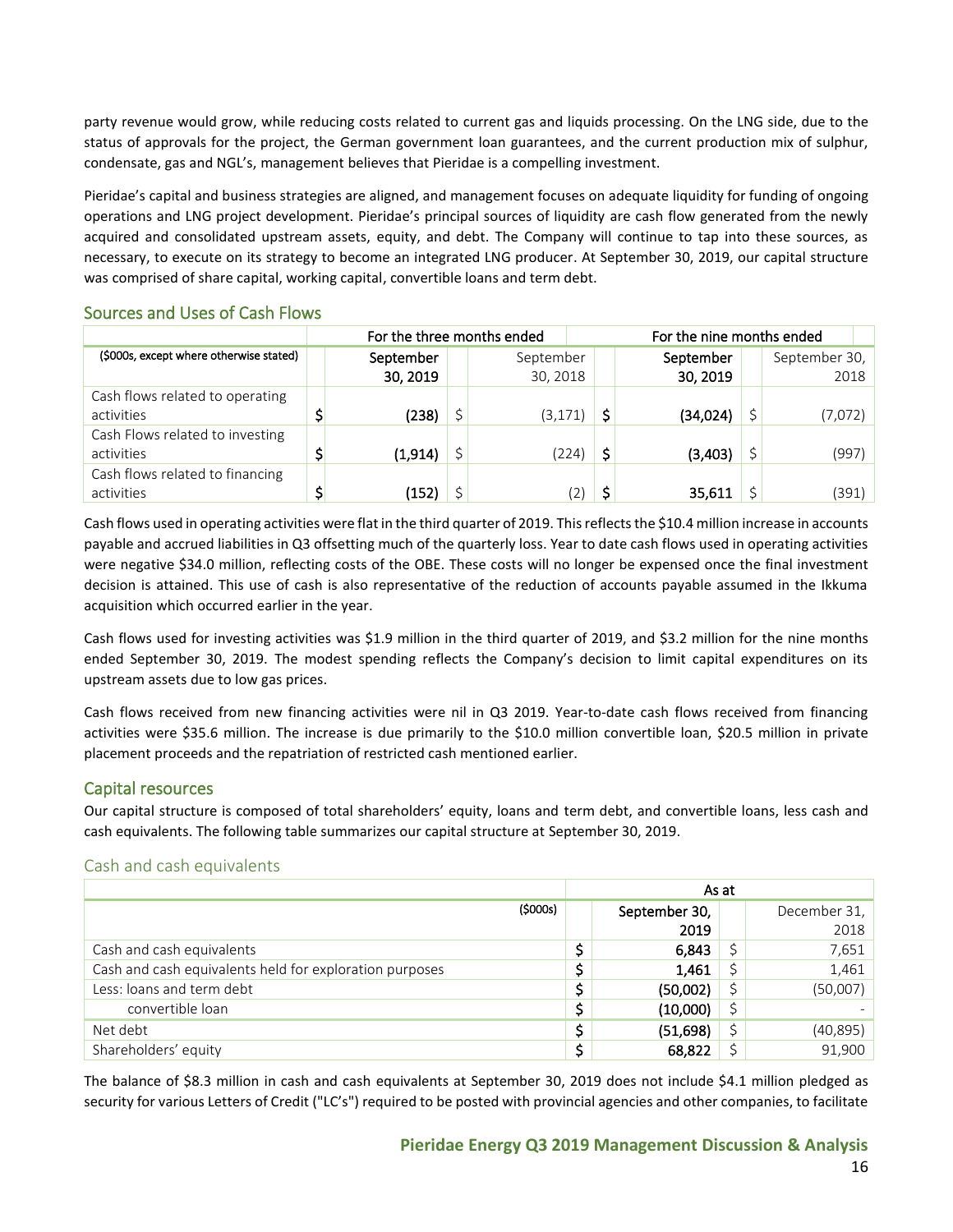party revenue would grow, while reducing costs related to current gas and liquids processing. On the LNG side, due to the status of approvals for the project, the German government loan guarantees, and the current production mix of sulphur, condensate, gas and NGL's, management believes that Pieridae is a compelling investment.

Pieridae's capital and business strategies are aligned, and management focuses on adequate liquidity for funding of ongoing operations and LNG project development. Pieridae's principal sources of liquidity are cash flow generated from the newly acquired and consolidated upstream assets, equity, and debt. The Company will continue to tap into these sources, as necessary, to execute on its strategy to become an integrated LNG producer. At September 30, 2019, our capital structure was comprised of share capital, working capital, convertible loans and term debt.

## Sources and Uses of Cash Flows

| | For the three months ended | | For the nine months ended | |
|---|---|---|---|---|
| ($000s, except where otherwise stated) | **September 30, 2019** | September 30, 2018 | **September 30, 2019** | September 30, 2018 |
| Cash flows related to operating activities | **$ (238)** | $ (3,171) | **$ (34,024)** | $ (7,072) |
| Cash Flows related to investing activities | **$ (1,914)** | $ (224) | **$ (3,403)** | $ (997) |
| Cash flows related to financing activities | **$ (152)** | $ (2) | **$ 35,611** | $ (391) |

Cash flows used in operating activities were flat in the third quarter of 2019. This reflects the $10.4 million increase in accounts payable and accrued liabilities in Q3 offsetting much of the quarterly loss. Year to date cash flows used in operating activities were negative $34.0 million, reflecting costs of the OBE. These costs will no longer be expensed once the final investment decision is attained. This use of cash is also representative of the reduction of accounts payable assumed in the Ikkuma acquisition which occurred earlier in the year.

Cash flows used for investing activities was $1.9 million in the third quarter of 2019, and $3.2 million for the nine months ended September 30, 2019. The modest spending reflects the Company's decision to limit capital expenditures on its upstream assets due to low gas prices.

Cash flows received from new financing activities were nil in Q3 2019. Year-to-date cash flows received from financing activities were $35.6 million. The increase is due primarily to the $10.0 million convertible loan, $20.5 million in private placement proceeds and the repatriation of restricted cash mentioned earlier.

## Capital resources

Our capital structure is composed of total shareholders' equity, loans and term debt, and convertible loans, less cash and cash equivalents. The following table summarizes our capital structure at September 30, 2019.

### Cash and cash equivalents

| | As at | |
|---|---|---|
| ($000s) | **September 30, 2019** | December 31, 2018 |
| Cash and cash equivalents | **$ 6,843** | $ 7,651 |
| Cash and cash equivalents held for exploration purposes | **$ 1,461** | $ 1,461 |
| Less: loans and term debt | **$ (50,002)** | $ (50,007) |
| convertible loan | **$ (10,000)** | $ - |
| Net debt | **$ (51,698)** | $ (40,895) |
| Shareholders' equity | **$ 68,822** | $ 91,900 |

The balance of $8.3 million in cash and cash equivalents at September 30, 2019 does not include $4.1 million pledged as security for various Letters of Credit ("LC's") required to be posted with provincial agencies and other companies, to facilitate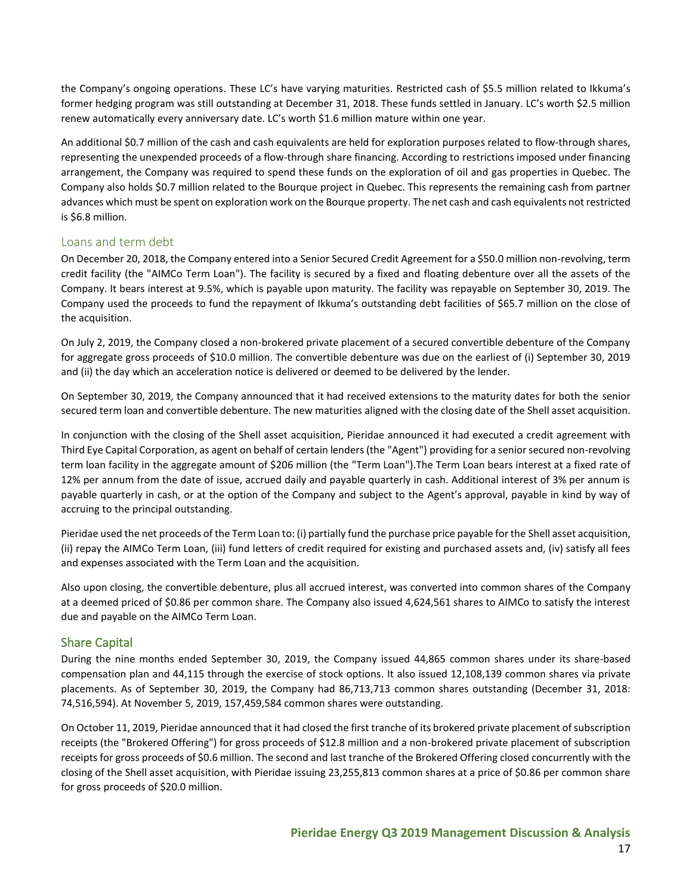the Company's ongoing operations. These LC's have varying maturities. Restricted cash of $5.5 million related to Ikkuma's former hedging program was still outstanding at December 31, 2018. These funds settled in January. LC's worth $2.5 million renew automatically every anniversary date. LC's worth $1.6 million mature within one year.

An additional $0.7 million of the cash and cash equivalents are held for exploration purposes related to flow-through shares, representing the unexpended proceeds of a flow-through share financing. According to restrictions imposed under financing arrangement, the Company was required to spend these funds on the exploration of oil and gas properties in Quebec. The Company also holds $0.7 million related to the Bourque project in Quebec. This represents the remaining cash from partner advances which must be spent on exploration work on the Bourque property. The net cash and cash equivalents not restricted is $6.8 million.

## Loans and term debt

On December 20, 2018, the Company entered into a Senior Secured Credit Agreement for a $50.0 million non-revolving, term credit facility (the "AIMCo Term Loan"). The facility is secured by a fixed and floating debenture over all the assets of the Company. It bears interest at 9.5%, which is payable upon maturity. The facility was repayable on September 30, 2019. The Company used the proceeds to fund the repayment of Ikkuma's outstanding debt facilities of $65.7 million on the close of the acquisition.

On July 2, 2019, the Company closed a non-brokered private placement of a secured convertible debenture of the Company for aggregate gross proceeds of $10.0 million. The convertible debenture was due on the earliest of (i) September 30, 2019 and (ii) the day which an acceleration notice is delivered or deemed to be delivered by the lender.

On September 30, 2019, the Company announced that it had received extensions to the maturity dates for both the senior secured term loan and convertible debenture. The new maturities aligned with the closing date of the Shell asset acquisition.

In conjunction with the closing of the Shell asset acquisition, Pieridae announced it had executed a credit agreement with Third Eye Capital Corporation, as agent on behalf of certain lenders (the "Agent") providing for a senior secured non-revolving term loan facility in the aggregate amount of $206 million (the "Term Loan").The Term Loan bears interest at a fixed rate of 12% per annum from the date of issue, accrued daily and payable quarterly in cash. Additional interest of 3% per annum is payable quarterly in cash, or at the option of the Company and subject to the Agent's approval, payable in kind by way of accruing to the principal outstanding.

Pieridae used the net proceeds of the Term Loan to: (i) partially fund the purchase price payable for the Shell asset acquisition, (ii) repay the AIMCo Term Loan, (iii) fund letters of credit required for existing and purchased assets and, (iv) satisfy all fees and expenses associated with the Term Loan and the acquisition.

Also upon closing, the convertible debenture, plus all accrued interest, was converted into common shares of the Company at a deemed priced of $0.86 per common share. The Company also issued 4,624,561 shares to AIMCo to satisfy the interest due and payable on the AIMCo Term Loan.

## Share Capital

During the nine months ended September 30, 2019, the Company issued 44,865 common shares under its share-based compensation plan and 44,115 through the exercise of stock options. It also issued 12,108,139 common shares via private placements. As of September 30, 2019, the Company had 86,713,713 common shares outstanding (December 31, 2018: 74,516,594). At November 5, 2019, 157,459,584 common shares were outstanding.

On October 11, 2019, Pieridae announced that it had closed the first tranche of its brokered private placement of subscription receipts (the "Brokered Offering") for gross proceeds of $12.8 million and a non-brokered private placement of subscription receipts for gross proceeds of $0.6 million. The second and last tranche of the Brokered Offering closed concurrently with the closing of the Shell asset acquisition, with Pieridae issuing 23,255,813 common shares at a price of $0.86 per common share for gross proceeds of $20.0 million.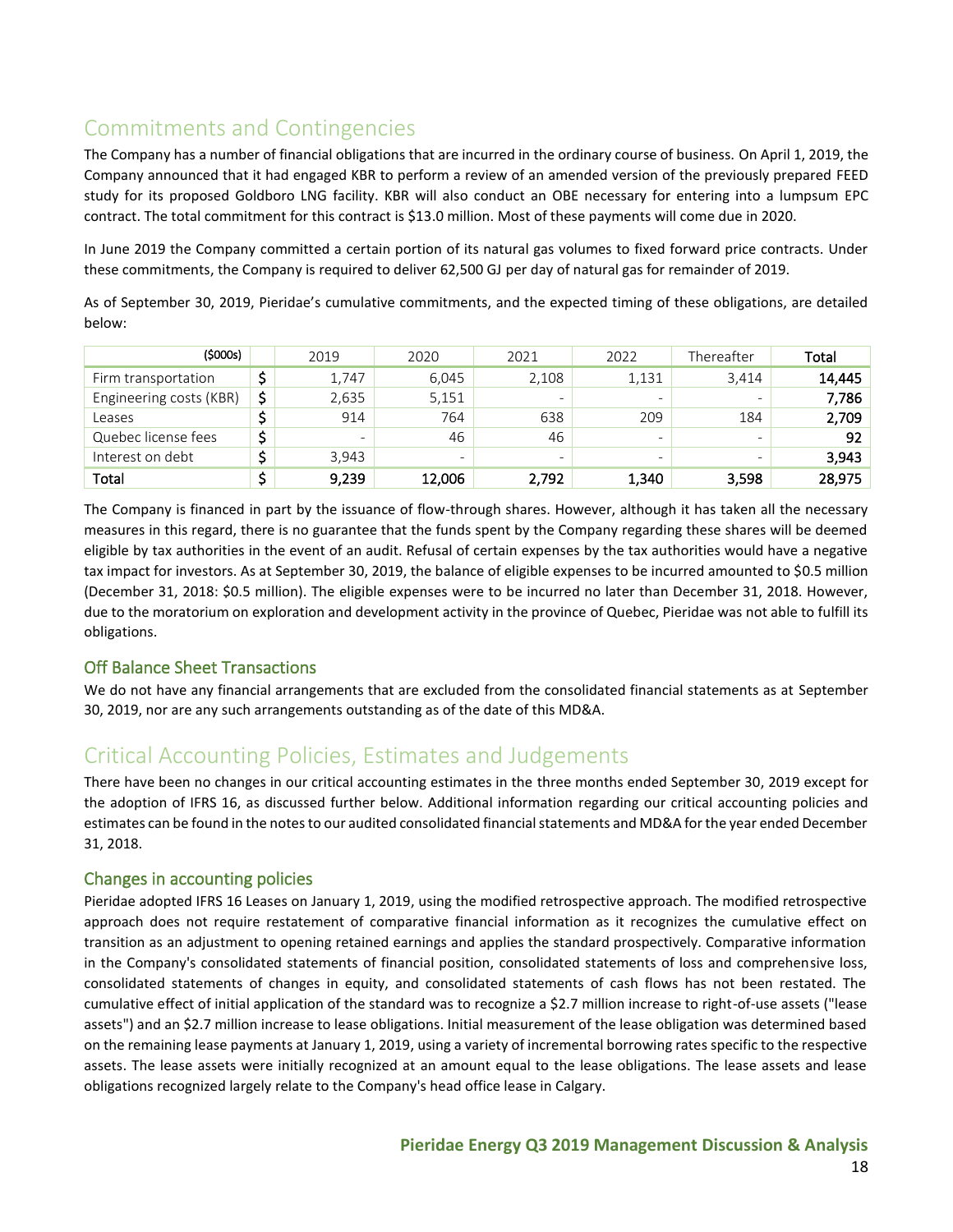# Commitments and Contingencies

The Company has a number of financial obligations that are incurred in the ordinary course of business. On April 1, 2019, the Company announced that it had engaged KBR to perform a review of an amended version of the previously prepared FEED study for its proposed Goldboro LNG facility. KBR will also conduct an OBE necessary for entering into a lumpsum EPC contract. The total commitment for this contract is $13.0 million. Most of these payments will come due in 2020.

In June 2019 the Company committed a certain portion of its natural gas volumes to fixed forward price contracts. Under these commitments, the Company is required to deliver 62,500 GJ per day of natural gas for remainder of 2019.

As of September 30, 2019, Pieridae's cumulative commitments, and the expected timing of these obligations, are detailed below:

| ($000s) | | 2019 | 2020 | 2021 | 2022 | Thereafter | Total |
|---|---|---|---|---|---|---|---|
| Firm transportation | $ | 1,747 | 6,045 | 2,108 | 1,131 | 3,414 | **14,445** |
| Engineering costs (KBR) | $ | 2,635 | 5,151 | - | - | - | **7,786** |
| Leases | $ | 914 | 764 | 638 | 209 | 184 | **2,709** |
| Quebec license fees | $ | - | 46 | 46 | - | - | **92** |
| Interest on debt | $ | 3,943 | - | - | - | - | **3,943** |
| **Total** | **$** | **9,239** | **12,006** | **2,792** | **1,340** | **3,598** | **28,975** |

The Company is financed in part by the issuance of flow-through shares. However, although it has taken all the necessary measures in this regard, there is no guarantee that the funds spent by the Company regarding these shares will be deemed eligible by tax authorities in the event of an audit. Refusal of certain expenses by the tax authorities would have a negative tax impact for investors. As at September 30, 2019, the balance of eligible expenses to be incurred amounted to $0.5 million (December 31, 2018: $0.5 million). The eligible expenses were to be incurred no later than December 31, 2018. However, due to the moratorium on exploration and development activity in the province of Quebec, Pieridae was not able to fulfill its obligations.

## Off Balance Sheet Transactions

We do not have any financial arrangements that are excluded from the consolidated financial statements as at September 30, 2019, nor are any such arrangements outstanding as of the date of this MD&A.

# Critical Accounting Policies, Estimates and Judgements

There have been no changes in our critical accounting estimates in the three months ended September 30, 2019 except for the adoption of IFRS 16, as discussed further below. Additional information regarding our critical accounting policies and estimates can be found in the notes to our audited consolidated financial statements and MD&A for the year ended December 31, 2018.

## Changes in accounting policies

Pieridae adopted IFRS 16 Leases on January 1, 2019, using the modified retrospective approach. The modified retrospective approach does not require restatement of comparative financial information as it recognizes the cumulative effect on transition as an adjustment to opening retained earnings and applies the standard prospectively. Comparative information in the Company's consolidated statements of financial position, consolidated statements of loss and comprehensive loss, consolidated statements of changes in equity, and consolidated statements of cash flows has not been restated. The cumulative effect of initial application of the standard was to recognize a $2.7 million increase to right-of-use assets ("lease assets") and an $2.7 million increase to lease obligations. Initial measurement of the lease obligation was determined based on the remaining lease payments at January 1, 2019, using a variety of incremental borrowing rates specific to the respective assets. The lease assets were initially recognized at an amount equal to the lease obligations. The lease assets and lease obligations recognized largely relate to the Company's head office lease in Calgary.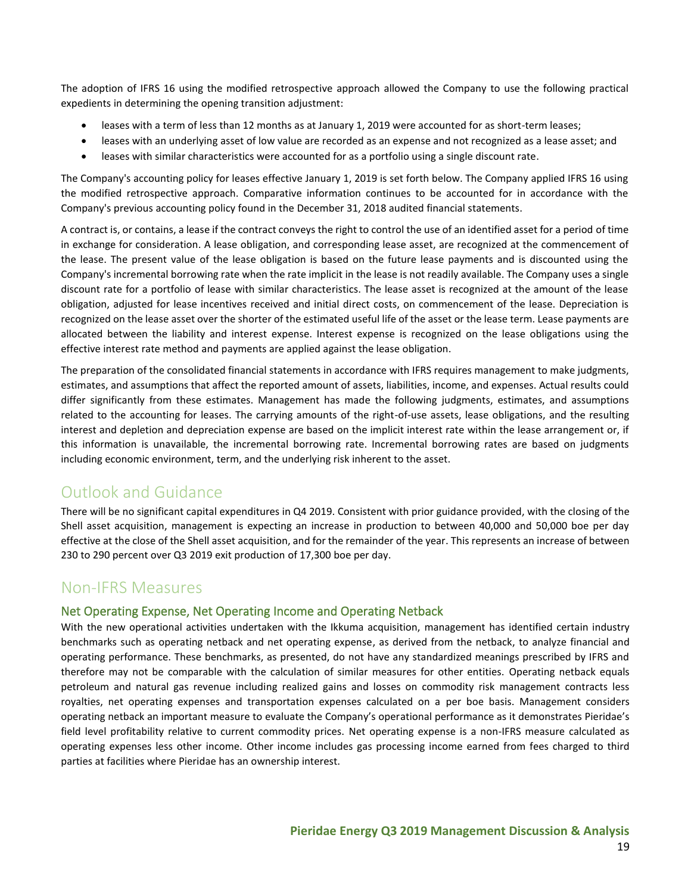The adoption of IFRS 16 using the modified retrospective approach allowed the Company to use the following practical expedients in determining the opening transition adjustment:

- leases with a term of less than 12 months as at January 1, 2019 were accounted for as short-term leases;
- leases with an underlying asset of low value are recorded as an expense and not recognized as a lease asset; and
- leases with similar characteristics were accounted for as a portfolio using a single discount rate.

The Company's accounting policy for leases effective January 1, 2019 is set forth below. The Company applied IFRS 16 using the modified retrospective approach. Comparative information continues to be accounted for in accordance with the Company's previous accounting policy found in the December 31, 2018 audited financial statements.

A contract is, or contains, a lease if the contract conveys the right to control the use of an identified asset for a period of time in exchange for consideration. A lease obligation, and corresponding lease asset, are recognized at the commencement of the lease. The present value of the lease obligation is based on the future lease payments and is discounted using the Company's incremental borrowing rate when the rate implicit in the lease is not readily available. The Company uses a single discount rate for a portfolio of lease with similar characteristics. The lease asset is recognized at the amount of the lease obligation, adjusted for lease incentives received and initial direct costs, on commencement of the lease. Depreciation is recognized on the lease asset over the shorter of the estimated useful life of the asset or the lease term. Lease payments are allocated between the liability and interest expense. Interest expense is recognized on the lease obligations using the effective interest rate method and payments are applied against the lease obligation.

The preparation of the consolidated financial statements in accordance with IFRS requires management to make judgments, estimates, and assumptions that affect the reported amount of assets, liabilities, income, and expenses. Actual results could differ significantly from these estimates. Management has made the following judgments, estimates, and assumptions related to the accounting for leases. The carrying amounts of the right-of-use assets, lease obligations, and the resulting interest and depletion and depreciation expense are based on the implicit interest rate within the lease arrangement or, if this information is unavailable, the incremental borrowing rate. Incremental borrowing rates are based on judgments including economic environment, term, and the underlying risk inherent to the asset.

## Outlook and Guidance

There will be no significant capital expenditures in Q4 2019. Consistent with prior guidance provided, with the closing of the Shell asset acquisition, management is expecting an increase in production to between 40,000 and 50,000 boe per day effective at the close of the Shell asset acquisition, and for the remainder of the year. This represents an increase of between 230 to 290 percent over Q3 2019 exit production of 17,300 boe per day.

## Non-IFRS Measures

### Net Operating Expense, Net Operating Income and Operating Netback

With the new operational activities undertaken with the Ikkuma acquisition, management has identified certain industry benchmarks such as operating netback and net operating expense, as derived from the netback, to analyze financial and operating performance. These benchmarks, as presented, do not have any standardized meanings prescribed by IFRS and therefore may not be comparable with the calculation of similar measures for other entities. Operating netback equals petroleum and natural gas revenue including realized gains and losses on commodity risk management contracts less royalties, net operating expenses and transportation expenses calculated on a per boe basis. Management considers operating netback an important measure to evaluate the Company's operational performance as it demonstrates Pieridae's field level profitability relative to current commodity prices. Net operating expense is a non-IFRS measure calculated as operating expenses less other income. Other income includes gas processing income earned from fees charged to third parties at facilities where Pieridae has an ownership interest.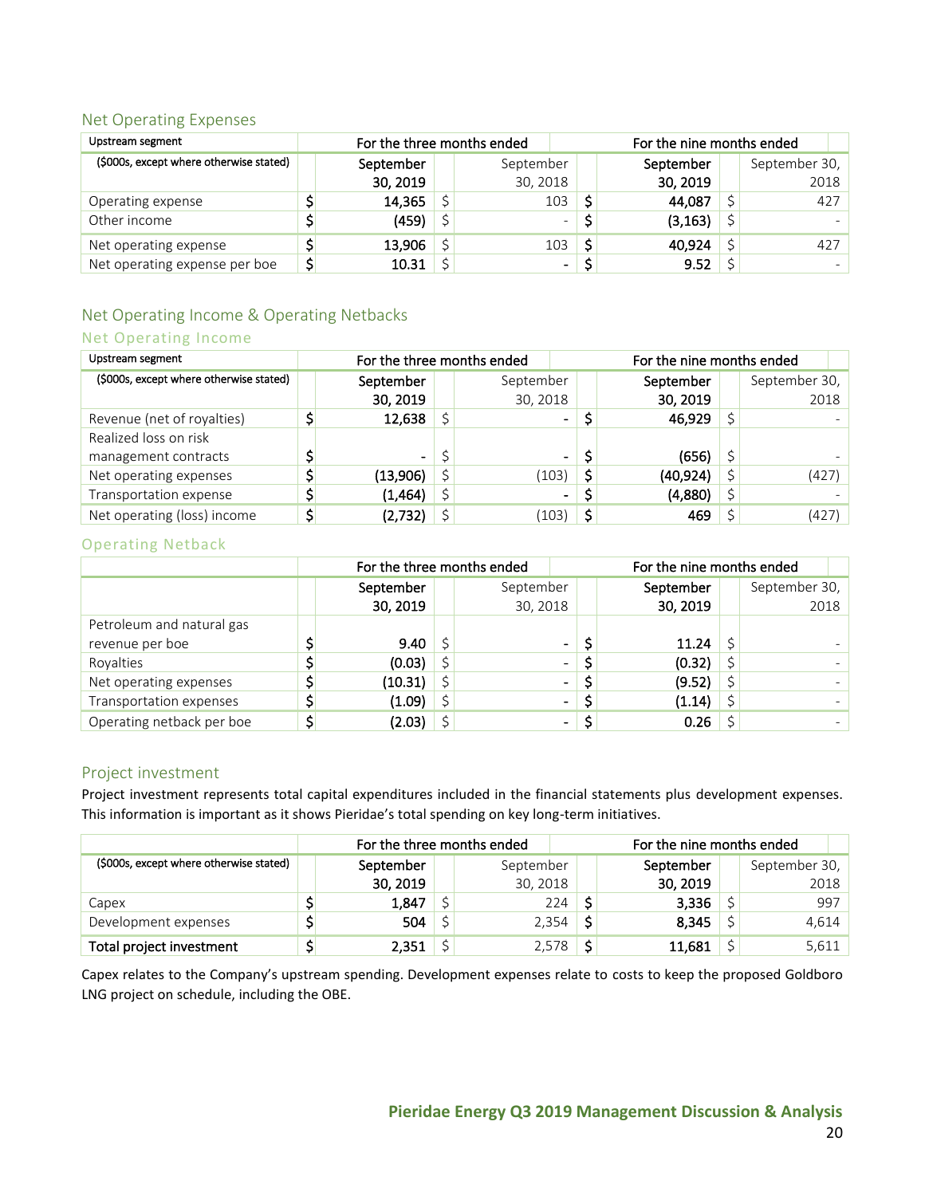## Net Operating Expenses

| Upstream segment<br>($000s, except where otherwise stated) | For the three months ended September 30, 2019 | For the three months ended September 30, 2018 | For the nine months ended September 30, 2019 | For the nine months ended September 30, 2018 |
|---|---|---|---|---|
| Operating expense | $ 14,365 | $ 103 | $ 44,087 | $ 427 |
| Other income | $ (459) | $ - | $ (3,163) | $ - |
| Net operating expense | $ 13,906 | $ 103 | $ 40,924 | $ 427 |
| Net operating expense per boe | $ 10.31 | $ - | $ 9.52 | $ - |

## Net Operating Income & Operating Netbacks

### Net Operating Income

| Upstream segment<br>($000s, except where otherwise stated) | For the three months ended September 30, 2019 | For the three months ended September 30, 2018 | For the nine months ended September 30, 2019 | For the nine months ended September 30, 2018 |
|---|---|---|---|---|
| Revenue (net of royalties) | $ 12,638 | $ - | $ 46,929 | $ - |
| Realized loss on risk management contracts | $ - | $ - | $ (656) | $ - |
| Net operating expenses | $ (13,906) | $ (103) | $ (40,924) | $ (427) |
| Transportation expense | $ (1,464) | $ - | $ (4,880) | $ - |
| Net operating (loss) income | $ (2,732) | $ (103) | $ 469 | $ (427) |

### Operating Netback

| | For the three months ended September 30, 2019 | For the three months ended September 30, 2018 | For the nine months ended September 30, 2019 | For the nine months ended September 30, 2018 |
|---|---|---|---|---|
| Petroleum and natural gas revenue per boe | $ 9.40 | $ - | $ 11.24 | $ - |
| Royalties | $ (0.03) | $ - | $ (0.32) | $ - |
| Net operating expenses | $ (10.31) | $ - | $ (9.52) | $ - |
| Transportation expenses | $ (1.09) | $ - | $ (1.14) | $ - |
| Operating netback per boe | $ (2.03) | $ - | $ 0.26 | $ - |

## Project investment

Project investment represents total capital expenditures included in the financial statements plus development expenses. This information is important as it shows Pieridae's total spending on key long-term initiatives.

| ($000s, except where otherwise stated) | For the three months ended September 30, 2019 | For the three months ended September 30, 2018 | For the nine months ended September 30, 2019 | For the nine months ended September 30, 2018 |
|---|---|---|---|---|
| Capex | $ 1,847 | $ 224 | $ 3,336 | $ 997 |
| Development expenses | $ 504 | $ 2,354 | $ 8,345 | $ 4,614 |
| **Total project investment** | $ 2,351 | $ 2,578 | $ 11,681 | $ 5,611 |

Capex relates to the Company's upstream spending. Development expenses relate to costs to keep the proposed Goldboro LNG project on schedule, including the OBE.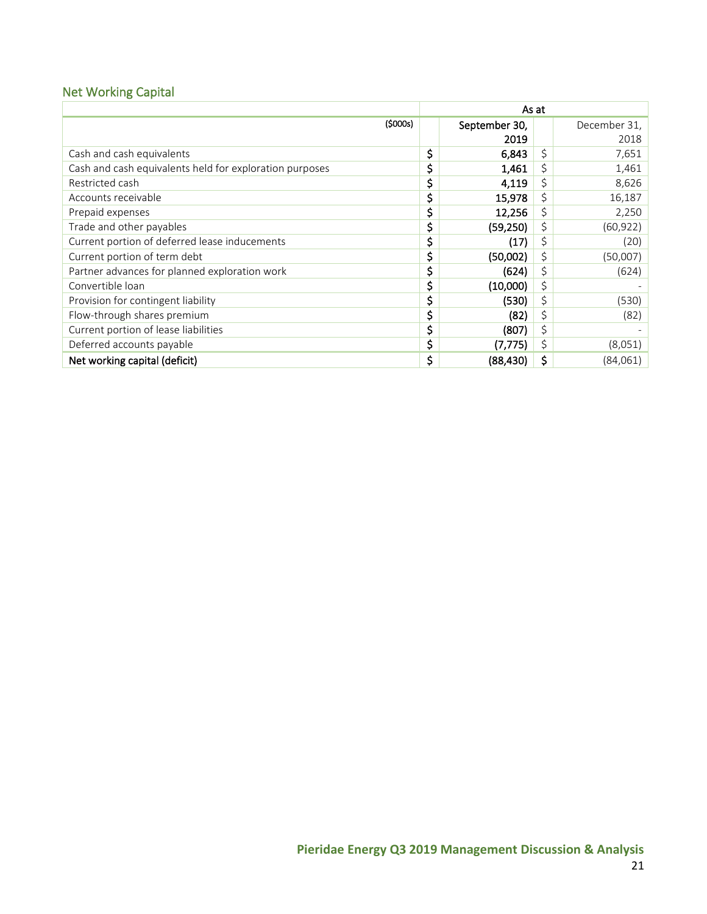## Net Working Capital

| | As at | | | |
|---|---|---|---|---|
| ($000s) | | September 30, 2019 | | December 31, 2018 |
| Cash and cash equivalents | $ | **6,843** | $ | 7,651 |
| Cash and cash equivalents held for exploration purposes | $ | **1,461** | $ | 1,461 |
| Restricted cash | $ | **4,119** | $ | 8,626 |
| Accounts receivable | $ | **15,978** | $ | 16,187 |
| Prepaid expenses | $ | **12,256** | $ | 2,250 |
| Trade and other payables | $ | **(59,250)** | $ | (60,922) |
| Current portion of deferred lease inducements | $ | **(17)** | $ | (20) |
| Current portion of term debt | $ | **(50,002)** | $ | (50,007) |
| Partner advances for planned exploration work | $ | **(624)** | $ | (624) |
| Convertible loan | $ | **(10,000)** | $ | - |
| Provision for contingent liability | $ | **(530)** | $ | (530) |
| Flow-through shares premium | $ | **(82)** | $ | (82) |
| Current portion of lease liabilities | $ | **(807)** | $ | - |
| Deferred accounts payable | $ | **(7,775)** | $ | (8,051) |
| Net working capital (deficit) | $ | **(88,430)** | $ | (84,061) |